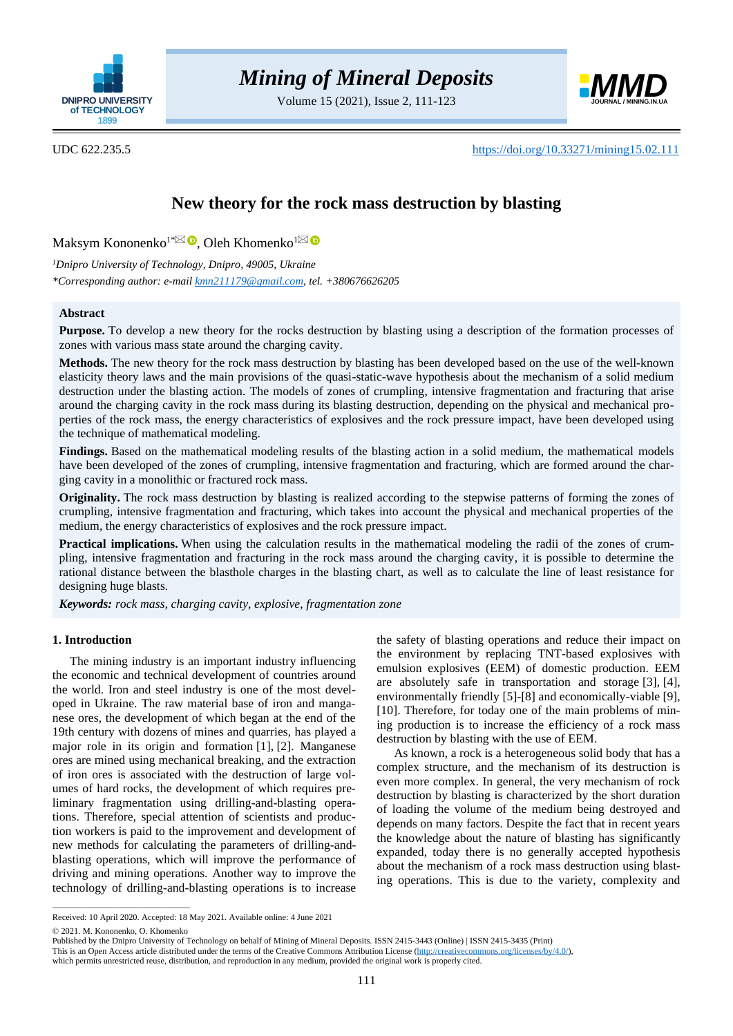UDC 622.235.5

https://doi.org/10.33271/mining15.02.111

# New theory for the rock mass destruction by blasting

Maksym Kononenko[1*], Oleh Khomenko[1]

[1] *Dnipro University of Technology, Dnipro, 49005, Ukraine*

*\*Corresponding author: e-mail kmn211179@gmail.com, tel. +380676626205*

## Abstract

**Purpose.** To develop a new theory for the rocks destruction by blasting using a description of the formation processes of zones with various mass state around the charging cavity.

**Methods.** The new theory for the rock mass destruction by blasting has been developed based on the use of the well-known elasticity theory laws and the main provisions of the quasi-static-wave hypothesis about the mechanism of a solid medium destruction under the blasting action. The models of zones of crumpling, intensive fragmentation and fracturing that arise around the charging cavity in the rock mass during its blasting destruction, depending on the physical and mechanical properties of the rock mass, the energy characteristics of explosives and the rock pressure impact, have been developed using the technique of mathematical modeling.

**Findings.** Based on the mathematical modeling results of the blasting action in a solid medium, the mathematical models have been developed of the zones of crumpling, intensive fragmentation and fracturing, which are formed around the charging cavity in a monolithic or fractured rock mass.

**Originality.** The rock mass destruction by blasting is realized according to the stepwise patterns of forming the zones of crumpling, intensive fragmentation and fracturing, which takes into account the physical and mechanical properties of the medium, the energy characteristics of explosives and the rock pressure impact.

**Practical implications.** When using the calculation results in the mathematical modeling the radii of the zones of crumpling, intensive fragmentation and fracturing in the rock mass around the charging cavity, it is possible to determine the rational distance between the blasthole charges in the blasting chart, as well as to calculate the line of least resistance for designing huge blasts.

***Keywords:*** *rock mass, charging cavity, explosive, fragmentation zone*

## 1. Introduction

The mining industry is an important industry influencing the economic and technical development of countries around the world. Iron and steel industry is one of the most developed in Ukraine. The raw material base of iron and manganese ores, the development of which began at the end of the 19th century with dozens of mines and quarries, has played a major role in its origin and formation [1], [2]. Manganese ores are mined using mechanical breaking, and the extraction of iron ores is associated with the destruction of large volumes of hard rocks, the development of which requires preliminary fragmentation using drilling-and-blasting operations. Therefore, special attention of scientists and production workers is paid to the improvement and development of new methods for calculating the parameters of drilling-and-blasting operations, which will improve the performance of driving and mining operations. Another way to improve the technology of drilling-and-blasting operations is to increase the safety of blasting operations and reduce their impact on the environment by replacing TNT-based explosives with emulsion explosives (EEM) of domestic production. EEM are absolutely safe in transportation and storage [3], [4], environmentally friendly [5]-[8] and economically-viable [9], [10]. Therefore, for today one of the main problems of mining production is to increase the efficiency of a rock mass destruction by blasting with the use of EEM.

As known, a rock is a heterogeneous solid body that has a complex structure, and the mechanism of its destruction is even more complex. In general, the very mechanism of rock destruction by blasting is characterized by the short duration of loading the volume of the medium being destroyed and depends on many factors. Despite the fact that in recent years the knowledge about the nature of blasting has significantly expanded, today there is no generally accepted hypothesis about the mechanism of a rock mass destruction using blasting operations. This is due to the variety, complexity and

---

Received: 10 April 2020. Accepted: 18 May 2021. Available online: 4 June 2021

© 2021. M. Kononenko, O. Khomenko

Published by the Dnipro University of Technology on behalf of Mining of Mineral Deposits. ISSN 2415-3443 (Online) | ISSN 2415-3435 (Print)

This is an Open Access article distributed under the terms of the Creative Commons Attribution License (http://creativecommons.org/licenses/by/4.0/), which permits unrestricted reuse, distribution, and reproduction in any medium, provided the original work is properly cited.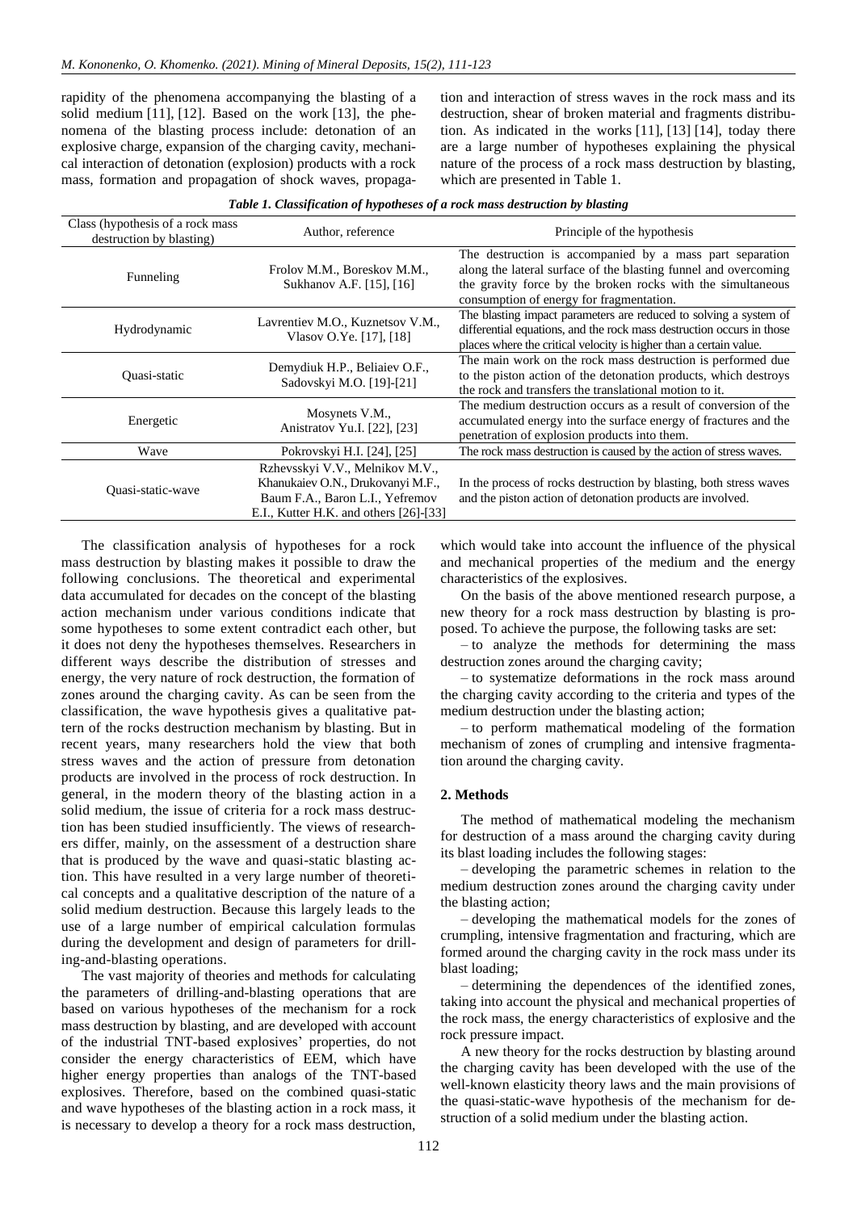rapidity of the phenomena accompanying the blasting of a solid medium [11], [12]. Based on the work [13], the phenomena of the blasting process include: detonation of an explosive charge, expansion of the charging cavity, mechanical interaction of detonation (explosion) products with a rock mass, formation and propagation of shock waves, propagation and interaction of stress waves in the rock mass and its destruction, shear of broken material and fragments distribution. As indicated in the works [11], [13] [14], today there are a large number of hypotheses explaining the physical nature of the process of a rock mass destruction by blasting, which are presented in Table 1.

*Table 1. Classification of hypotheses of a rock mass destruction by blasting*

| Class (hypothesis of a rock mass destruction by blasting) | Author, reference | Principle of the hypothesis |
|---|---|---|
| Funneling | Frolov M.M., Boreskov M.M., Sukhanov A.F. [15], [16] | The destruction is accompanied by a mass part separation along the lateral surface of the blasting funnel and overcoming the gravity force by the broken rocks with the simultaneous consumption of energy for fragmentation. |
| Hydrodynamic | Lavrentiev M.O., Kuznetsov V.M., Vlasov O.Ye. [17], [18] | The blasting impact parameters are reduced to solving a system of differential equations, and the rock mass destruction occurs in those places where the critical velocity is higher than a certain value. |
| Quasi-static | Demydiuk H.P., Beliaiev O.F., Sadovskyi M.O. [19]-[21] | The main work on the rock mass destruction is performed due to the piston action of the detonation products, which destroys the rock and transfers the translational motion to it. |
| Energetic | Mosynets V.M., Anistratov Yu.I. [22], [23] | The medium destruction occurs as a result of conversion of the accumulated energy into the surface energy of fractures and the penetration of explosion products into them. |
| Wave | Pokrovskyi H.I. [24], [25] | The rock mass destruction is caused by the action of stress waves. |
| Quasi-static-wave | Rzhevsskyi V.V., Melnikov M.V., Khanukaiev O.N., Drukovanyi M.F., Baum F.A., Baron L.I., Yefremov E.I., Kutter H.K. and others [26]-[33] | In the process of rocks destruction by blasting, both stress waves and the piston action of detonation products are involved. |

The classification analysis of hypotheses for a rock mass destruction by blasting makes it possible to draw the following conclusions. The theoretical and experimental data accumulated for decades on the concept of the blasting action mechanism under various conditions indicate that some hypotheses to some extent contradict each other, but it does not deny the hypotheses themselves. Researchers in different ways describe the distribution of stresses and energy, the very nature of rock destruction, the formation of zones around the charging cavity. As can be seen from the classification, the wave hypothesis gives a qualitative pattern of the rocks destruction mechanism by blasting. But in recent years, many researchers hold the view that both stress waves and the action of pressure from detonation products are involved in the process of rock destruction. In general, in the modern theory of the blasting action in a solid medium, the issue of criteria for a rock mass destruction has been studied insufficiently. The views of researchers differ, mainly, on the assessment of a destruction share that is produced by the wave and quasi-static blasting action. This have resulted in a very large number of theoretical concepts and a qualitative description of the nature of a solid medium destruction. Because this largely leads to the use of a large number of empirical calculation formulas during the development and design of parameters for drilling-and-blasting operations.

The vast majority of theories and methods for calculating the parameters of drilling-and-blasting operations that are based on various hypotheses of the mechanism for a rock mass destruction by blasting, and are developed with account of the industrial TNT-based explosives' properties, do not consider the energy characteristics of EEM, which have higher energy properties than analogs of the TNT-based explosives. Therefore, based on the combined quasi-static and wave hypotheses of the blasting action in a rock mass, it is necessary to develop a theory for a rock mass destruction, which would take into account the influence of the physical and mechanical properties of the medium and the energy characteristics of the explosives.

On the basis of the above mentioned research purpose, a new theory for a rock mass destruction by blasting is proposed. To achieve the purpose, the following tasks are set:

– to analyze the methods for determining the mass destruction zones around the charging cavity;

– to systematize deformations in the rock mass around the charging cavity according to the criteria and types of the medium destruction under the blasting action;

– to perform mathematical modeling of the formation mechanism of zones of crumpling and intensive fragmentation around the charging cavity.

## 2. Methods

The method of mathematical modeling the mechanism for destruction of a mass around the charging cavity during its blast loading includes the following stages:

– developing the parametric schemes in relation to the medium destruction zones around the charging cavity under the blasting action;

– developing the mathematical models for the zones of crumpling, intensive fragmentation and fracturing, which are formed around the charging cavity in the rock mass under its blast loading;

– determining the dependences of the identified zones, taking into account the physical and mechanical properties of the rock mass, the energy characteristics of explosive and the rock pressure impact.

A new theory for the rocks destruction by blasting around the charging cavity has been developed with the use of the well-known elasticity theory laws and the main provisions of the quasi-static-wave hypothesis of the mechanism for destruction of a solid medium under the blasting action.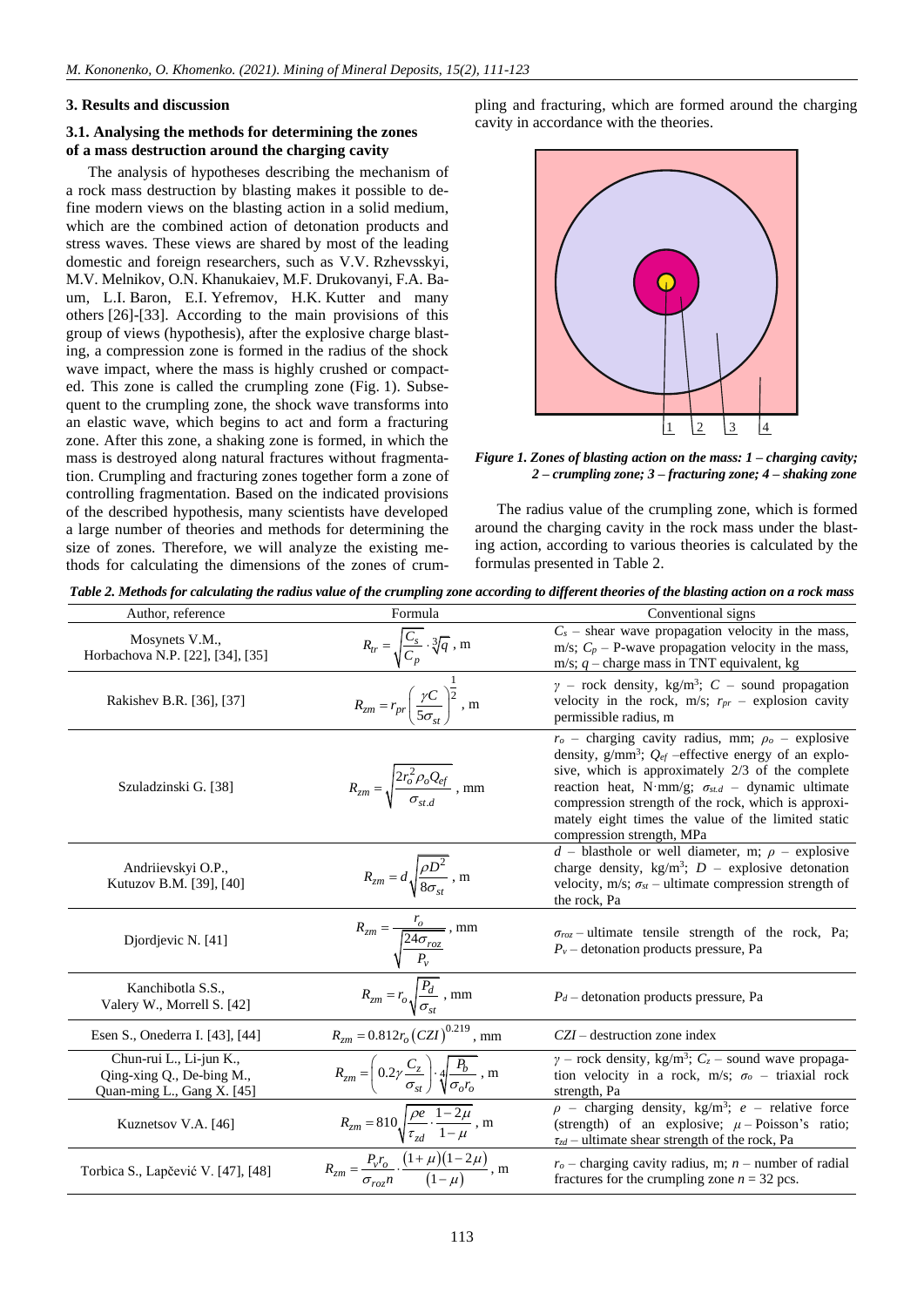### 3. Results and discussion

### 3.1. Analysing the methods for determining the zones of a mass destruction around the charging cavity

The analysis of hypotheses describing the mechanism of a rock mass destruction by blasting makes it possible to define modern views on the blasting action in a solid medium, which are the combined action of detonation products and stress waves. These views are shared by most of the leading domestic and foreign researchers, such as V.V. Rzhevsskyi, M.V. Melnikov, O.N. Khanukaiev, M.F. Drukovanyi, F.A. Baum, L.I. Baron, E.I. Yefremov, H.K. Kutter and many others [26]-[33]. According to the main provisions of this group of views (hypothesis), after the explosive charge blasting, a compression zone is formed in the radius of the shock wave impact, where the mass is highly crushed or compacted. This zone is called the crumpling zone (Fig. 1). Subsequent to the crumpling zone, the shock wave transforms into an elastic wave, which begins to act and form a fracturing zone. After this zone, a shaking zone is formed, in which the mass is destroyed along natural fractures without fragmentation. Crumpling and fracturing zones together form a zone of controlling fragmentation. Based on the indicated provisions of the described hypothesis, many scientists have developed a large number of theories and methods for determining the size of zones. Therefore, we will analyze the existing methods for calculating the dimensions of the zones of crumpling and fracturing, which are formed around the charging cavity in accordance with the theories.

*Figure 1. Zones of blasting action on the mass: 1 – charging cavity; 2 – crumpling zone; 3 – fracturing zone; 4 – shaking zone*

The radius value of the crumpling zone, which is formed around the charging cavity in the rock mass under the blasting action, according to various theories is calculated by the formulas presented in Table 2.

*Table 2. Methods for calculating the radius value of the crumpling zone according to different theories of the blasting action on a rock mass*

| Author, reference | Formula | Conventional signs |
|---|---|---|
| Mosynets V.M., Horbachova N.P. [22], [34], [35] | $R_{tr} = \sqrt{\frac{C_s}{C_p}} \cdot \sqrt[3]{q}$, m | $C_s$ – shear wave propagation velocity in the mass, m/s; $C_p$ – P-wave propagation velocity in the mass, m/s; $q$ – charge mass in TNT equivalent, kg |
| Rakishev B.R. [36], [37] | $R_{zm} = r_{pr}\left(\frac{\gamma C}{5\sigma_{st}}\right)^{\frac{1}{2}}$, m | $\gamma$ – rock density, kg/m$^3$; $C$ – sound propagation velocity in the rock, m/s; $r_{pr}$ – explosion cavity permissible radius, m |
| Szuladzinski G. [38] | $R_{zm} = \sqrt{\frac{2r_o^2 \rho_o Q_{ef}}{\sigma_{st.d}}}$, mm | $r_o$ – charging cavity radius, mm; $\rho_o$ – explosive density, g/mm$^3$; $Q_{ef}$ –effective energy of an explosive, which is approximately 2/3 of the complete reaction heat, N·mm/g; $\sigma_{st.d}$ – dynamic ultimate compression strength of the rock, which is approximately eight times the value of the limited static compression strength, MPa |
| Andriievskyi O.P., Kutuzov B.M. [39], [40] | $R_{zm} = d\sqrt{\frac{\rho D^2}{8\sigma_{st}}}$, m | $d$ – blasthole or well diameter, m; $\rho$ – explosive charge density, kg/m$^3$; $D$ – explosive detonation velocity, m/s; $\sigma_{st}$ – ultimate compression strength of the rock, Pa |
| Djordjevic N. [41] | $R_{zm} = \frac{r_o}{\sqrt{\frac{24\sigma_{roz}}{P_v}}}$, mm | $\sigma_{roz}$ – ultimate tensile strength of the rock, Pa; $P_v$ – detonation products pressure, Pa |
| Kanchibotla S.S., Valery W., Morrell S. [42] | $R_{zm} = r_o\sqrt{\frac{P_d}{\sigma_{st}}}$, mm | $P_d$ – detonation products pressure, Pa |
| Esen S., Onederra I. [43], [44] | $R_{zm} = 0.812 r_o (CZI)^{0.219}$, mm | $CZI$ – destruction zone index |
| Chun-rui L., Li-jun K., Qing-xing Q., De-bing M., Quan-ming L., Gang X. [45] | $R_{zm} = \left(0.2\gamma\frac{C_z}{\sigma_{st}}\right)\cdot\sqrt[4]{\frac{P_b}{\sigma_o r_o}}$, m | $\gamma$ – rock density, kg/m$^3$; $C_z$ – sound wave propagation velocity in a rock, m/s; $\sigma_o$ – triaxial rock strength, Pa |
| Kuznetsov V.A. [46] | $R_{zm} = 810\sqrt{\frac{\rho e}{\tau_{zd}}\cdot\frac{1-2\mu}{1-\mu}}$, m | $\rho$ – charging density, kg/m$^3$; $e$ – relative force (strength) of an explosive; $\mu$ – Poisson's ratio; $\tau_{zd}$ – ultimate shear strength of the rock, Pa |
| Torbica S., Lapčević V. [47], [48] | $R_{zm} = \frac{P_v r_o}{\sigma_{roz} n}\cdot\frac{(1+\mu)(1-2\mu)}{(1-\mu)}$, m | $r_o$ – charging cavity radius, m; $n$ – number of radial fractures for the crumpling zone $n$ = 32 pcs. |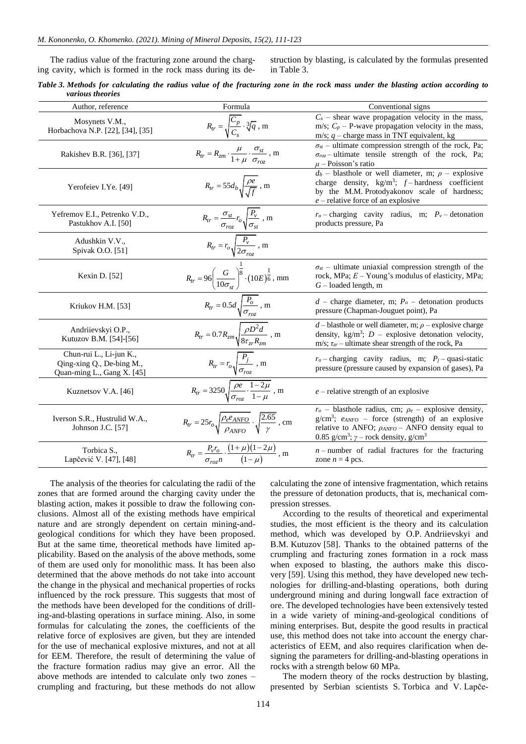The radius value of the fracturing zone around the charging cavity, which is formed in the rock mass during its destruction by blasting, is calculated by the formulas presented in Table 3.

*Table 3. Methods for calculating the radius value of the fracturing zone in the rock mass under the blasting action according to various theories*

| Author, reference | Formula | Conventional signs |
|---|---|---|
| Mosynets V.M., Horbachova N.P. [22], [34], [35] | $R_{tr} = \sqrt{\frac{C_p}{C_s}} \cdot \sqrt[3]{q}$ , m | $C_s$ – shear wave propagation velocity in the mass, m/s; $C_p$ – P-wave propagation velocity in the mass, m/s; $q$ – charge mass in TNT equivalent, kg |
| Rakishev B.R. [36], [37] | $R_{tr} = R_{zm} \cdot \frac{\mu}{1+\mu} \cdot \frac{\sigma_{st}}{\sigma_{roz}}$ , m | $\sigma_{st}$ – ultimate compression strength of the rock, Pa; $\sigma_{roz}$ – ultimate tensile strength of the rock, Pa; $\mu$ – Poisson's ratio |
| Yerofeiev I.Ye. [49] | $R_{tr} = 55 d_b \sqrt{\frac{\rho e}{\sqrt{f}}}$ , m | $d_b$ – blasthole or well diameter, m; $\rho$ – explosive charge density, kg/m$^3$; $f$ – hardness coefficient by the M.M. Protodyakonov scale of hardness; $e$ – relative force of an explosive |
| Yefremov E.I., Petrenko V.D., Pastukhov A.I. [50] | $R_{tr} = \frac{\sigma_{st}}{\sigma_{roz}} r_o \sqrt{\frac{P_v}{\sigma_{st}}}$ , m | $r_o$ – charging cavity radius, m; $P_v$ – detonation products pressure, Pa |
| Adushkin V.V., Spivak O.O. [51] | $R_{tr} = r_o \sqrt{\frac{P_v}{2\sigma_{roz}}}$ , m | |
| Kexin D. [52] | $R_{tr} = 96 \left( \frac{G}{10\sigma_{st}} \right)^{\frac{1}{8}} \cdot (10E)^{\frac{1}{6}}$ , mm | $\sigma_{st}$ – ultimate uniaxial compression strength of the rock, MPa; $E$ – Young's modulus of elasticity, MPa; $G$ – loaded length, m |
| Kriukov H.M. [53] | $R_{tr} = 0.5 d \sqrt{\frac{P_o}{\sigma_{roz}}}$ , m | $d$ – charge diameter, m; $P_o$ – detonation products pressure (Chapman-Jouguet point), Pa |
| Andriievskyi O.P., Kutuzov B.M. [54]-[56] | $R_{tr} = 0.7 R_{zm} \sqrt{\frac{\rho D^2 d}{8 \tau_{zr} R_{zm}}}$ , m | $d$ – blasthole or well diameter, m; $\rho$ – explosive charge density, kg/m$^3$; $D$ – explosive detonation velocity, m/s; $\tau_{zr}$ – ultimate shear strength of the rock, Pa |
| Chun-rui L., Li-jun K., Qing-xing Q., De-bing M., Quan-ming L., Gang X. [45] | $R_{tr} = r_o \sqrt{\frac{P_j}{\sigma_{roz}}}$ , m | $r_o$ – charging cavity radius, m; $P_j$ – quasi-static pressure (pressure caused by expansion of gases), Pa |
| Kuznetsov V.A. [46] | $R_{tr} = 3250 \sqrt{\frac{\rho e}{\sigma_{roz}} \cdot \frac{1-2\mu}{1-\mu}}$ , m | $e$ – relative strength of an explosive |
| Iverson S.R., Hustrulid W.A., Johnson J.C. [57] | $R_{tr} = 25 r_o \sqrt{\frac{\rho_e e_{ANFO}}{\rho_{ANFO}}} \cdot \sqrt{\frac{2.65}{\gamma}}$ , cm | $r_o$ – blasthole radius, cm; $\rho_e$ – explosive density, g/cm$^3$; $e_{ANFO}$ – force (strength) of an explosive relative to ANFO; $\rho_{ANFO}$ – ANFO density equal to 0.85 g/cm$^3$; $\gamma$ – rock density, g/cm$^3$ |
| Torbica S., Lapčević V. [47], [48] | $R_{tr} = \frac{P_v r_o}{\sigma_{roz} n} \cdot \frac{(1+\mu)(1-2\mu)}{(1-\mu)}$ , m | $n$ – number of radial fractures for the fracturing zone $n$ = 4 pcs. |

The analysis of the theories for calculating the radii of the zones that are formed around the charging cavity under the blasting action, makes it possible to draw the following conclusions. Almost all of the existing methods have empirical nature and are strongly dependent on certain mining-and-geological conditions for which they have been proposed. But at the same time, theoretical methods have limited applicability. Based on the analysis of the above methods, some of them are used only for monolithic mass. It has been also determined that the above methods do not take into account the change in the physical and mechanical properties of rocks influenced by the rock pressure. This suggests that most of the methods have been developed for the conditions of drilling-and-blasting operations in surface mining. Also, in some formulas for calculating the zones, the coefficients of the relative force of explosives are given, but they are intended for the use of mechanical explosive mixtures, and not at all for EEM. Therefore, the result of determining the value of the fracture formation radius may give an error. All the above methods are intended to calculate only two zones – crumpling and fracturing, but these methods do not allow calculating the zone of intensive fragmentation, which retains the pressure of detonation products, that is, mechanical compression stresses.

According to the results of theoretical and experimental studies, the most efficient is the theory and its calculation method, which was developed by O.P. Andriievskyi and B.M. Kutuzov [58]. Thanks to the obtained patterns of the crumpling and fracturing zones formation in a rock mass when exposed to blasting, the authors make this discovery [59]. Using this method, they have developed new technologies for drilling-and-blasting operations, both during underground mining and during longwall face extraction of ore. The developed technologies have been extensively tested in a wide variety of mining-and-geological conditions of mining enterprises. But, despite the good results in practical use, this method does not take into account the energy characteristics of EEM, and also requires clarification when designing the parameters for drilling-and-blasting operations in rocks with a strength below 60 MPa.

The modern theory of the rocks destruction by blasting, presented by Serbian scientists S. Torbica and V. Lapče-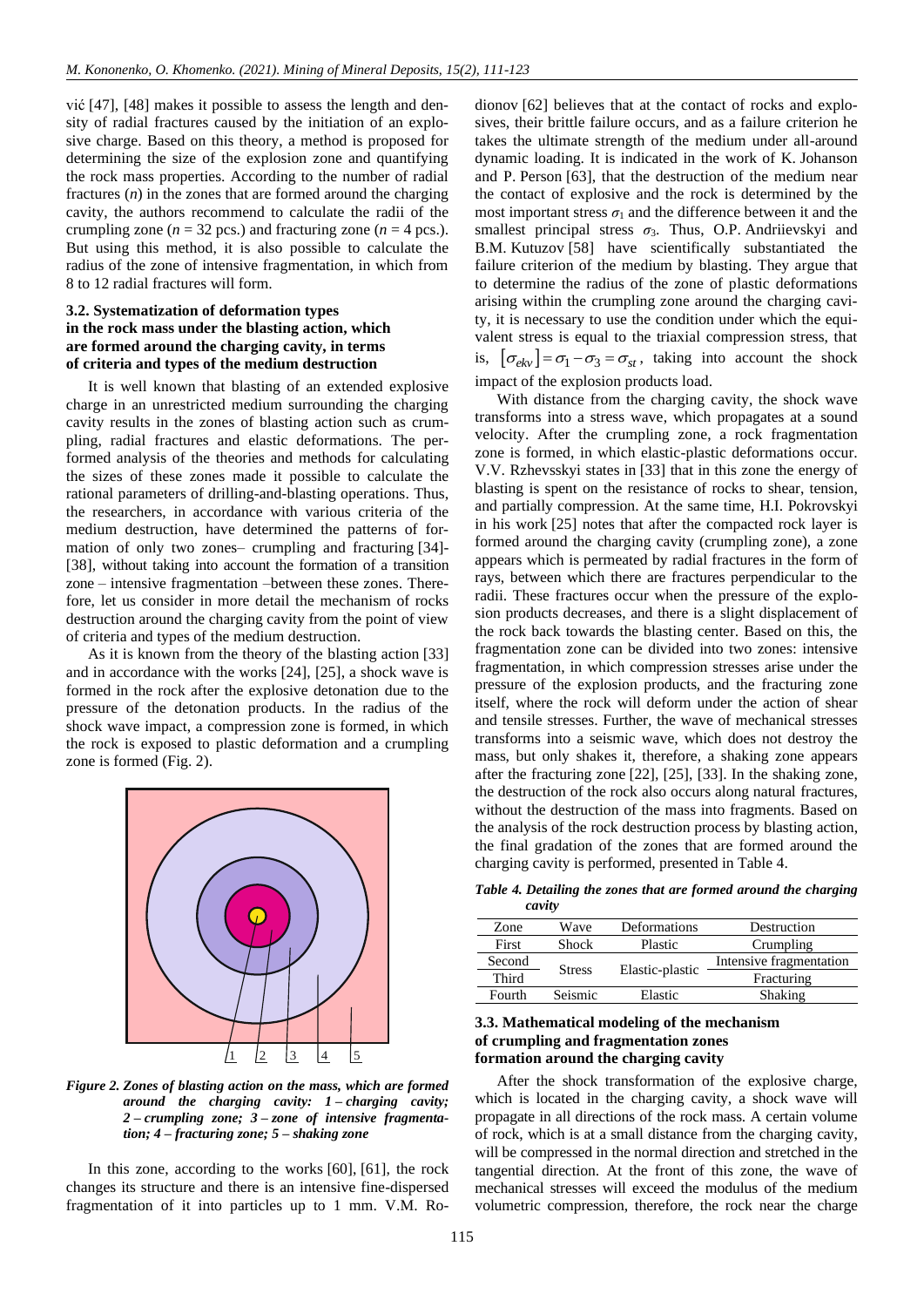vić [47], [48] makes it possible to assess the length and density of radial fractures caused by the initiation of an explosive charge. Based on this theory, a method is proposed for determining the size of the explosion zone and quantifying the rock mass properties. According to the number of radial fractures ($n$) in the zones that are formed around the charging cavity, the authors recommend to calculate the radii of the crumpling zone ($n$ = 32 pcs.) and fracturing zone ($n$ = 4 pcs.). But using this method, it is also possible to calculate the radius of the zone of intensive fragmentation, in which from 8 to 12 radial fractures will form.

### 3.2. Systematization of deformation types in the rock mass under the blasting action, which are formed around the charging cavity, in terms of criteria and types of the medium destruction

It is well known that blasting of an extended explosive charge in an unrestricted medium surrounding the charging cavity results in the zones of blasting action such as crumpling, radial fractures and elastic deformations. The performed analysis of the theories and methods for calculating the sizes of these zones made it possible to calculate the rational parameters of drilling-and-blasting operations. Thus, the researchers, in accordance with various criteria of the medium destruction, have determined the patterns of formation of only two zones– crumpling and fracturing [34]-[38], without taking into account the formation of a transition zone – intensive fragmentation –between these zones. Therefore, let us consider in more detail the mechanism of rocks destruction around the charging cavity from the point of view of criteria and types of the medium destruction.

As it is known from the theory of the blasting action [33] and in accordance with the works [24], [25], a shock wave is formed in the rock after the explosive detonation due to the pressure of the detonation products. In the radius of the shock wave impact, a compression zone is formed, in which the rock is exposed to plastic deformation and a crumpling zone is formed (Fig. 2).

*Figure 2. Zones of blasting action on the mass, which are formed around the charging cavity: 1 – charging cavity; 2 – crumpling zone; 3 – zone of intensive fragmentation; 4 – fracturing zone; 5 – shaking zone*

In this zone, according to the works [60], [61], the rock changes its structure and there is an intensive fine-dispersed fragmentation of it into particles up to 1 mm. V.M. Rodionov [62] believes that at the contact of rocks and explosives, their brittle failure occurs, and as a failure criterion he takes the ultimate strength of the medium under all-around dynamic loading. It is indicated in the work of K. Johanson and P. Person [63], that the destruction of the medium near the contact of explosive and the rock is determined by the most important stress $\sigma_1$ and the difference between it and the smallest principal stress $\sigma_3$. Thus, O.P. Andriievskyi and B.M. Kutuzov [58] have scientifically substantiated the failure criterion of the medium by blasting. They argue that to determine the radius of the zone of plastic deformations arising within the crumpling zone around the charging cavity, it is necessary to use the condition under which the equivalent stress is equal to the triaxial compression stress, that is, $[\sigma_{ekv}] = \sigma_1 - \sigma_3 = \sigma_{st}$, taking into account the shock impact of the explosion products load.

With distance from the charging cavity, the shock wave transforms into a stress wave, which propagates at a sound velocity. After the crumpling zone, a rock fragmentation zone is formed, in which elastic-plastic deformations occur. V.V. Rzhevsskyi states in [33] that in this zone the energy of blasting is spent on the resistance of rocks to shear, tension, and partially compression. At the same time, H.I. Pokrovskyi in his work [25] notes that after the compacted rock layer is formed around the charging cavity (crumpling zone), a zone appears which is permeated by radial fractures in the form of rays, between which there are fractures perpendicular to the radii. These fractures occur when the pressure of the explosion products decreases, and there is a slight displacement of the rock back towards the blasting center. Based on this, the fragmentation zone can be divided into two zones: intensive fragmentation, in which compression stresses arise under the pressure of the explosion products, and the fracturing zone itself, where the rock will deform under the action of shear and tensile stresses. Further, the wave of mechanical stresses transforms into a seismic wave, which does not destroy the mass, but only shakes it, therefore, a shaking zone appears after the fracturing zone [22], [25], [33]. In the shaking zone, the destruction of the rock also occurs along natural fractures, without the destruction of the mass into fragments. Based on the analysis of the rock destruction process by blasting action, the final gradation of the zones that are formed around the charging cavity is performed, presented in Table 4.

*Table 4. Detailing the zones that are formed around the charging cavity*

| Zone | Wave | Deformations | Destruction |
|---|---|---|---|
| First | Shock | Plastic | Crumpling |
| Second | Stress | Elastic-plastic | Intensive fragmentation |
| Third | | | Fracturing |
| Fourth | Seismic | Elastic | Shaking |

### 3.3. Mathematical modeling of the mechanism of crumpling and fragmentation zones formation around the charging cavity

After the shock transformation of the explosive charge, which is located in the charging cavity, a shock wave will propagate in all directions of the rock mass. A certain volume of rock, which is at a small distance from the charging cavity, will be compressed in the normal direction and stretched in the tangential direction. At the front of this zone, the wave of mechanical stresses will exceed the modulus of the medium volumetric compression, therefore, the rock near the charge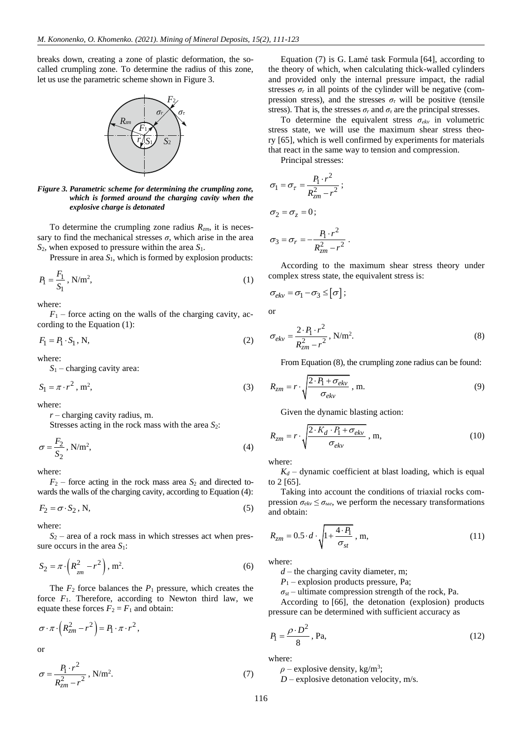breaks down, creating a zone of plastic deformation, the so-called crumpling zone. To determine the radius of this zone, let us use the parametric scheme shown in Figure 3.

*Figure 3. Parametric scheme for determining the crumpling zone, which is formed around the charging cavity when the explosive charge is detonated*

To determine the crumpling zone radius $R_{zm}$, it is necessary to find the mechanical stresses $\sigma$, which arise in the area $S_2$, when exposed to pressure within the area $S_1$.

Pressure in area $S_1$, which is formed by explosion products:

$$P_1 = \frac{F_1}{S_1}, \text{ N/m}^2, \tag{1}$$

where:

$F_1$ – force acting on the walls of the charging cavity, according to the Equation (1):

$$F_1 = P_1 \cdot S_1, \text{ N}, \tag{2}$$

where:

$S_1$ – charging cavity area:

$$S_1 = \pi \cdot r^2, \text{ m}^2, \tag{3}$$

where:

$r$ – charging cavity radius, m.

Stresses acting in the rock mass with the area $S_2$:

$$\sigma = \frac{F_2}{S_2}, \text{ N/m}^2, \tag{4}$$

where:

$F_2$ – force acting in the rock mass area $S_2$ and directed towards the walls of the charging cavity, according to Equation (4):

$$F_2 = \sigma \cdot S_2, \text{ N}, \tag{5}$$

where:

$S_2$ – area of a rock mass in which stresses act when pressure occurs in the area $S_1$:

$$S_2 = \pi \cdot \left(R_{zm}^2 - r^2\right), \text{ m}^2. \tag{6}$$

The $F_2$ force balances the $P_1$ pressure, which creates the force $F_1$. Therefore, according to Newton third law, we equate these forces $F_2 = F_1$ and obtain:

$$\sigma \cdot \pi \cdot \left(R_{zm}^2 - r^2\right) = P_1 \cdot \pi \cdot r^2,$$

or

$$\sigma = \frac{P_1 \cdot r^2}{R_{zm}^2 - r^2}, \text{ N/m}^2. \tag{7}$$

Equation (7) is G. Lamé task Formula [64], according to the theory of which, when calculating thick-walled cylinders and provided only the internal pressure impact, the radial stresses $\sigma_r$ in all points of the cylinder will be negative (compression stress), and the stresses $\sigma_\tau$ will be positive (tensile stress). That is, the stresses $\sigma_r$ and $\sigma_\tau$ are the principal stresses.

To determine the equivalent stress $\sigma_{ekv}$ in volumetric stress state, we will use the maximum shear stress theory [65], which is well confirmed by experiments for materials that react in the same way to tension and compression.

Principal stresses:

$$\sigma_1 = \sigma_\tau = \frac{P_1 \cdot r^2}{R_{zm}^2 - r^2};$$

$$\sigma_2 = \sigma_z = 0;$$

$$\sigma_3 = \sigma_r = -\frac{P_1 \cdot r^2}{R_{zm}^2 - r^2}.$$

According to the maximum shear stress theory under complex stress state, the equivalent stress is:

$$\sigma_{ekv} = \sigma_1 - \sigma_3 \le [\sigma];$$

or

$$\sigma_{ekv} = \frac{2 \cdot P_1 \cdot r^2}{R_{zm}^2 - r^2}, \text{ N/m}^2. \tag{8}$$

From Equation (8), the crumpling zone radius can be found:

$$R_{zm} = r \cdot \sqrt{\frac{2 \cdot P_1 + \sigma_{ekv}}{\sigma_{ekv}}}, \text{ m}. \tag{9}$$

Given the dynamic blasting action:

$$R_{zm} = r \cdot \sqrt{\frac{2 \cdot K_d \cdot P_1 + \sigma_{ekv}}{\sigma_{ekv}}}, \text{ m}, \tag{10}$$

where:

$K_d$ – dynamic coefficient at blast loading, which is equal to 2 [65].

Taking into account the conditions of triaxial rocks compression $\sigma_{ekv} \le \sigma_{ste}$, we perform the necessary transformations and obtain:

$$R_{zm} = 0.5 \cdot d \cdot \sqrt{1 + \frac{4 \cdot P_1}{\sigma_{st}}}, \text{ m}, \tag{11}$$

where:

$d$ – the charging cavity diameter, m;

$P_1$ – explosion products pressure, Pa;

$\sigma_{st}$ – ultimate compression strength of the rock, Pa.

According to [66], the detonation (explosion) products pressure can be determined with sufficient accuracy as

$$P_1 = \frac{\rho \cdot D^2}{8}, \text{ Pa}, \tag{12}$$

where:

$\rho$ – explosive density, kg/m³;

$D$ – explosive detonation velocity, m/s.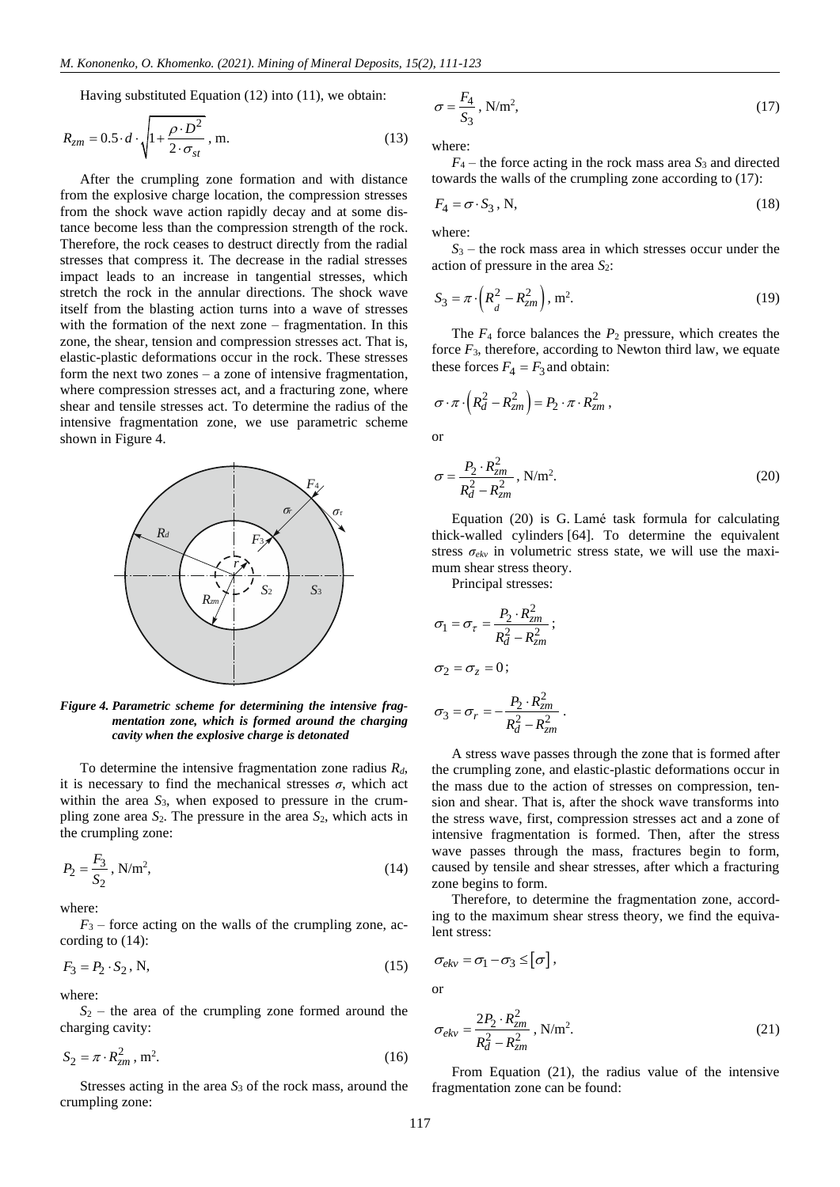Having substituted Equation (12) into (11), we obtain:

$$R_{zm} = 0.5 \cdot d \cdot \sqrt{1 + \frac{\rho \cdot D^2}{2 \cdot \sigma_{st}}}, \text{ m.} \tag{13}$$

After the crumpling zone formation and with distance from the explosive charge location, the compression stresses from the shock wave action rapidly decay and at some distance become less than the compression strength of the rock. Therefore, the rock ceases to destruct directly from the radial stresses that compress it. The decrease in the radial stresses impact leads to an increase in tangential stresses, which stretch the rock in the annular directions. The shock wave itself from the blasting action turns into a wave of stresses with the formation of the next zone – fragmentation. In this zone, the shear, tension and compression stresses act. That is, elastic-plastic deformations occur in the rock. These stresses form the next two zones – a zone of intensive fragmentation, where compression stresses act, and a fracturing zone, where shear and tensile stresses act. To determine the radius of the intensive fragmentation zone, we use parametric scheme shown in Figure 4.

*Figure 4. Parametric scheme for determining the intensive fragmentation zone, which is formed around the charging cavity when the explosive charge is detonated*

To determine the intensive fragmentation zone radius $R_d$, it is necessary to find the mechanical stresses $\sigma$, which act within the area $S_3$, when exposed to pressure in the crumpling zone area $S_2$. The pressure in the area $S_2$, which acts in the crumpling zone:

$$P_2 = \frac{F_3}{S_2}, \text{ N/m}^2, \tag{14}$$

where:

$F_3$ – force acting on the walls of the crumpling zone, according to (14):

$$F_3 = P_2 \cdot S_2, \text{ N}, \tag{15}$$

where:

$S_2$ – the area of the crumpling zone formed around the charging cavity:

$$S_2 = \pi \cdot R_{zm}^2, \text{ m}^2. \tag{16}$$

Stresses acting in the area $S_3$ of the rock mass, around the crumpling zone:

$$\sigma = \frac{F_4}{S_3}, \text{ N/m}^2, \tag{17}$$

where:

$F_4$ – the force acting in the rock mass area $S_3$ and directed towards the walls of the crumpling zone according to (17):

$$F_4 = \sigma \cdot S_3, \text{ N}, \tag{18}$$

where:

$S_3$ – the rock mass area in which stresses occur under the action of pressure in the area $S_2$:

$$S_3 = \pi \cdot \left( R_d^2 - R_{zm}^2 \right), \text{ m}^2. \tag{19}$$

The $F_4$ force balances the $P_2$ pressure, which creates the force $F_3$, therefore, according to Newton third law, we equate these forces $F_4 = F_3$ and obtain:

$$\sigma \cdot \pi \cdot \left( R_d^2 - R_{zm}^2 \right) = P_2 \cdot \pi \cdot R_{zm}^2,$$

or

$$\sigma = \frac{P_2 \cdot R_{zm}^2}{R_d^2 - R_{zm}^2}, \text{ N/m}^2. \tag{20}$$

Equation (20) is G. Lamé task formula for calculating thick-walled cylinders [64]. To determine the equivalent stress $\sigma_{ekv}$ in volumetric stress state, we will use the maximum shear stress theory.

Principal stresses:

$$\sigma_1 = \sigma_\tau = \frac{P_2 \cdot R_{zm}^2}{R_d^2 - R_{zm}^2};$$

$$\sigma_2 = \sigma_z = 0;$$

$$\sigma_3 = \sigma_r = -\frac{P_2 \cdot R_{zm}^2}{R_d^2 - R_{zm}^2}.$$

A stress wave passes through the zone that is formed after the crumpling zone, and elastic-plastic deformations occur in the mass due to the action of stresses on compression, tension and shear. That is, after the shock wave transforms into the stress wave, first, compression stresses act and a zone of intensive fragmentation is formed. Then, after the stress wave passes through the mass, fractures begin to form, caused by tensile and shear stresses, after which a fracturing zone begins to form.

Therefore, to determine the fragmentation zone, according to the maximum shear stress theory, we find the equivalent stress:

$$\sigma_{ekv} = \sigma_1 - \sigma_3 \le [\sigma],$$

or

$$\sigma_{ekv} = \frac{2P_2 \cdot R_{zm}^2}{R_d^2 - R_{zm}^2}, \text{ N/m}^2. \tag{21}$$

From Equation (21), the radius value of the intensive fragmentation zone can be found: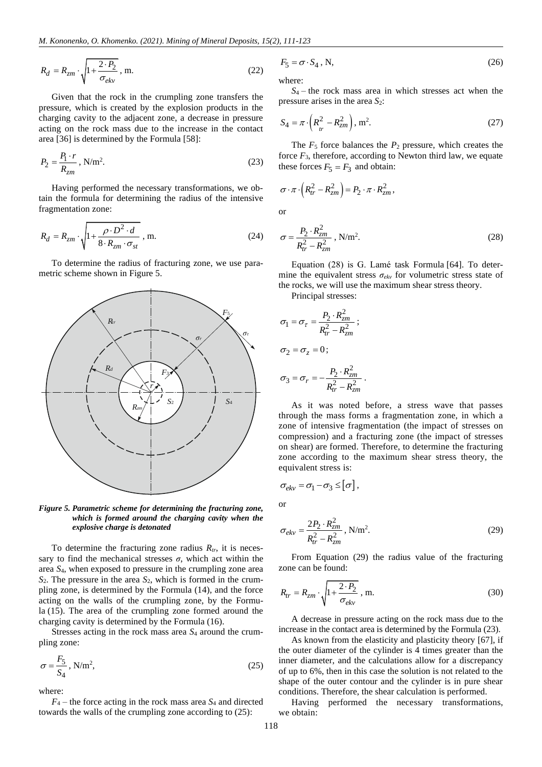$$R_d = R_{zm} \cdot \sqrt{1 + \frac{2 \cdot P_2}{\sigma_{ekv}}}\text{, m.} \tag{22}$$

Given that the rock in the crumpling zone transfers the pressure, which is created by the explosion products in the charging cavity to the adjacent zone, a decrease in pressure acting on the rock mass due to the increase in the contact area [36] is determined by the Formula [58]:

$$P_2 = \frac{P_1 \cdot r}{R_{zm}}\text{, N/m}^2. \tag{23}$$

Having performed the necessary transformations, we obtain the formula for determining the radius of the intensive fragmentation zone:

$$R_d = R_{zm} \cdot \sqrt{1 + \frac{\rho \cdot D^2 \cdot d}{8 \cdot R_{zm} \cdot \sigma_{st}}}\text{, m.} \tag{24}$$

To determine the radius of fracturing zone, we use parametric scheme shown in Figure 5.

*Figure 5. Parametric scheme for determining the fracturing zone, which is formed around the charging cavity when the explosive charge is detonated*

To determine the fracturing zone radius $R_{tr}$, it is necessary to find the mechanical stresses $\sigma$, which act within the area $S_4$, when exposed to pressure in the crumpling zone area $S_2$. The pressure in the area $S_2$, which is formed in the crumpling zone, is determined by the Formula (14), and the force acting on the walls of the crumpling zone, by the Formula (15). The area of the crumpling zone formed around the charging cavity is determined by the Formula (16).

Stresses acting in the rock mass area $S_4$ around the crumpling zone:

$$\sigma = \frac{F_5}{S_4}\text{, N/m}^2, \tag{25}$$

where:

$F_4$ – the force acting in the rock mass area $S_4$ and directed towards the walls of the crumpling zone according to (25):

$$F_5 = \sigma \cdot S_4\text{, N,} \tag{26}$$

where:

$S_4$ – the rock mass area in which stresses act when the pressure arises in the area $S_2$:

$$S_4 = \pi \cdot \left(R_{tr}^2 - R_{zm}^2\right)\text{, m}^2. \tag{27}$$

The $F_5$ force balances the $P_2$ pressure, which creates the force $F_3$, therefore, according to Newton third law, we equate these forces $F_5 = F_3$ and obtain:

$$\sigma \cdot \pi \cdot \left(R_{tr}^2 - R_{zm}^2\right) = P_2 \cdot \pi \cdot R_{zm}^2,$$

or

$$\sigma = \frac{P_2 \cdot R_{zm}^2}{R_{tr}^2 - R_{zm}^2}\text{, N/m}^2. \tag{28}$$

Equation (28) is G. Lamé task Formula [64]. To determine the equivalent stress $\sigma_{ekv}$ for volumetric stress state of the rocks, we will use the maximum shear stress theory.

Principal stresses:

$$\sigma_1 = \sigma_\tau = \frac{P_2 \cdot R_{zm}^2}{R_{tr}^2 - R_{zm}^2};$$

$$\sigma_2 = \sigma_z = 0;$$

$$\sigma_3 = \sigma_r = -\frac{P_2 \cdot R_{zm}^2}{R_{tr}^2 - R_{zm}^2}.$$

As it was noted before, a stress wave that passes through the mass forms a fragmentation zone, in which a zone of intensive fragmentation (the impact of stresses on compression) and a fracturing zone (the impact of stresses on shear) are formed. Therefore, to determine the fracturing zone according to the maximum shear stress theory, the equivalent stress is:

$$\sigma_{ekv} = \sigma_1 - \sigma_3 \le [\sigma],$$

or

$$\sigma_{ekv} = \frac{2P_2 \cdot R_{zm}^2}{R_{tr}^2 - R_{zm}^2}\text{, N/m}^2. \tag{29}$$

From Equation (29) the radius value of the fracturing zone can be found:

$$R_{tr} = R_{zm} \cdot \sqrt{1 + \frac{2 \cdot P_2}{\sigma_{ekv}}}\text{, m.} \tag{30}$$

A decrease in pressure acting on the rock mass due to the increase in the contact area is determined by the Formula (23).

As known from the elasticity and plasticity theory [67], if the outer diameter of the cylinder is 4 times greater than the inner diameter, and the calculations allow for a discrepancy of up to 6%, then in this case the solution is not related to the shape of the outer contour and the cylinder is in pure shear conditions. Therefore, the shear calculation is performed.

Having performed the necessary transformations, we obtain: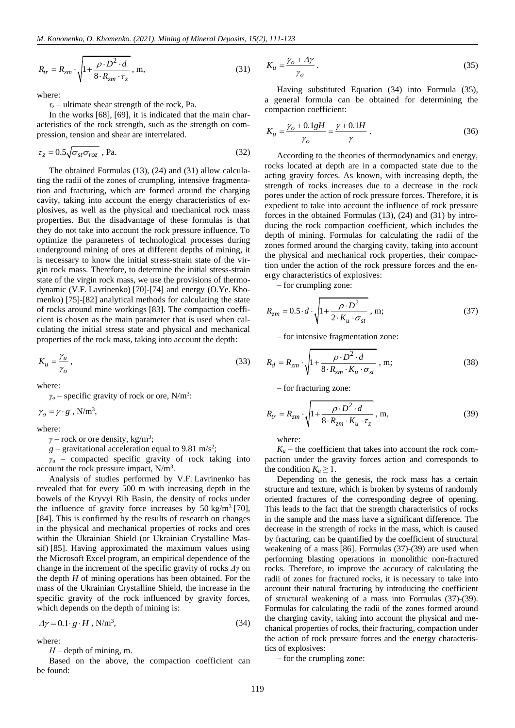$$R_{tr} = R_{zm} \cdot \sqrt{1 + \frac{\rho \cdot D^2 \cdot d}{8 \cdot R_{zm} \cdot \tau_z}} \text{ , m,} \tag{31}$$

where:

$\tau_z$ – ultimate shear strength of the rock, Pa.

In the works [68], [69], it is indicated that the main characteristics of the rock strength, such as the strength on compression, tension and shear are interrelated.

$$\tau_z = 0.5\sqrt{\sigma_{st}\sigma_{roz}} \text{ , Pa.} \tag{32}$$

The obtained Formulas (13), (24) and (31) allow calculating the radii of the zones of crumpling, intensive fragmentation and fracturing, which are formed around the charging cavity, taking into account the energy characteristics of explosives, as well as the physical and mechanical rock mass properties. But the disadvantage of these formulas is that they do not take into account the rock pressure influence. To optimize the parameters of technological processes during underground mining of ores at different depths of mining, it is necessary to know the initial stress-strain state of the virgin rock mass. Therefore, to determine the initial stress-strain state of the virgin rock mass, we use the provisions of thermodynamic (V.F. Lavrinenko) [70]-[74] and energy (O.Ye. Khomenko) [75]-[82] analytical methods for calculating the state of rocks around mine workings [83]. The compaction coefficient is chosen as the main parameter that is used when calculating the initial stress state and physical and mechanical properties of the rock mass, taking into account the depth:

$$K_u = \frac{\gamma_u}{\gamma_o}, \tag{33}$$

where:

$\gamma_o$ – specific gravity of rock or ore, N/m$^3$:

$$\gamma_o = \gamma \cdot g \text{ , N/m}^3,$$

where:

$\gamma$ – rock or ore density, kg/m$^3$;

$g$ – gravitational acceleration equal to 9.81 m/s$^2$;

$\gamma_u$ – compacted specific gravity of rock taking into account the rock pressure impact, N/m$^3$.

Analysis of studies performed by V.F. Lavrinenko has revealed that for every 500 m with increasing depth in the bowels of the Kryvyi Rih Basin, the density of rocks under the influence of gravity force increases by 50 kg/m$^3$ [70], [84]. This is confirmed by the results of research on changes in the physical and mechanical properties of rocks and ores within the Ukrainian Shield (or Ukrainian Crystalline Massif) [85]. Having approximated the maximum values using the Microsoft Excel program, an empirical dependence of the change in the increment of the specific gravity of rocks $\Delta\gamma$ on the depth $H$ of mining operations has been obtained. For the mass of the Ukrainian Crystalline Shield, the increase in the specific gravity of the rock influenced by gravity forces, which depends on the depth of mining is:

$$\Delta\gamma = 0.1 \cdot g \cdot H \text{ , N/m}^3, \tag{34}$$

where:

$H$ – depth of mining, m.

Based on the above, the compaction coefficient can be found:

$$K_u = \frac{\gamma_o + \Delta\gamma}{\gamma_o}. \tag{35}$$

Having substituted Equation (34) into Formula (35), a general formula can be obtained for determining the compaction coefficient:

$$K_u = \frac{\gamma_o + 0.1gH}{\gamma_o} = \frac{\gamma + 0.1H}{\gamma}. \tag{36}$$

According to the theories of thermodynamics and energy, rocks located at depth are in a compacted state due to the acting gravity forces. As known, with increasing depth, the strength of rocks increases due to a decrease in the rock pores under the action of rock pressure forces. Therefore, it is expedient to take into account the influence of rock pressure forces in the obtained Formulas (13), (24) and (31) by introducing the rock compaction coefficient, which includes the depth of mining. Formulas for calculating the radii of the zones formed around the charging cavity, taking into account the physical and mechanical rock properties, their compaction under the action of the rock pressure forces and the energy characteristics of explosives:

– for crumpling zone:

$$R_{zm} = 0.5 \cdot d \cdot \sqrt{1 + \frac{\rho \cdot D^2}{2 \cdot K_u \cdot \sigma_{st}}} \text{ , m;} \tag{37}$$

– for intensive fragmentation zone:

$$R_d = R_{zm} \cdot \sqrt{1 + \frac{\rho \cdot D^2 \cdot d}{8 \cdot R_{zm} \cdot K_u \cdot \sigma_{st}}} \text{ , m;} \tag{38}$$

– for fracturing zone:

$$R_{tr} = R_{zm} \cdot \sqrt{1 + \frac{\rho \cdot D^2 \cdot d}{8 \cdot R_{zm} \cdot K_u \cdot \tau_z}} \text{ , m,} \tag{39}$$

where:

$K_u$ – the coefficient that takes into account the rock compaction under the gravity forces action and corresponds to the condition $K_u \geq 1$.

Depending on the genesis, the rock mass has a certain structure and texture, which is broken by systems of randomly oriented fractures of the corresponding degree of opening. This leads to the fact that the strength characteristics of rocks in the sample and the mass have a significant difference. The decrease in the strength of rocks in the mass, which is caused by fracturing, can be quantified by the coefficient of structural weakening of a mass [86]. Formulas (37)-(39) are used when performing blasting operations in monolithic non-fractured rocks. Therefore, to improve the accuracy of calculating the radii of zones for fractured rocks, it is necessary to take into account their natural fracturing by introducing the coefficient of structural weakening of a mass into Formulas (37)-(39). Formulas for calculating the radii of the zones formed around the charging cavity, taking into account the physical and mechanical properties of rocks, their fracturing, compaction under the action of rock pressure forces and the energy characteristics of explosives:

– for the crumpling zone: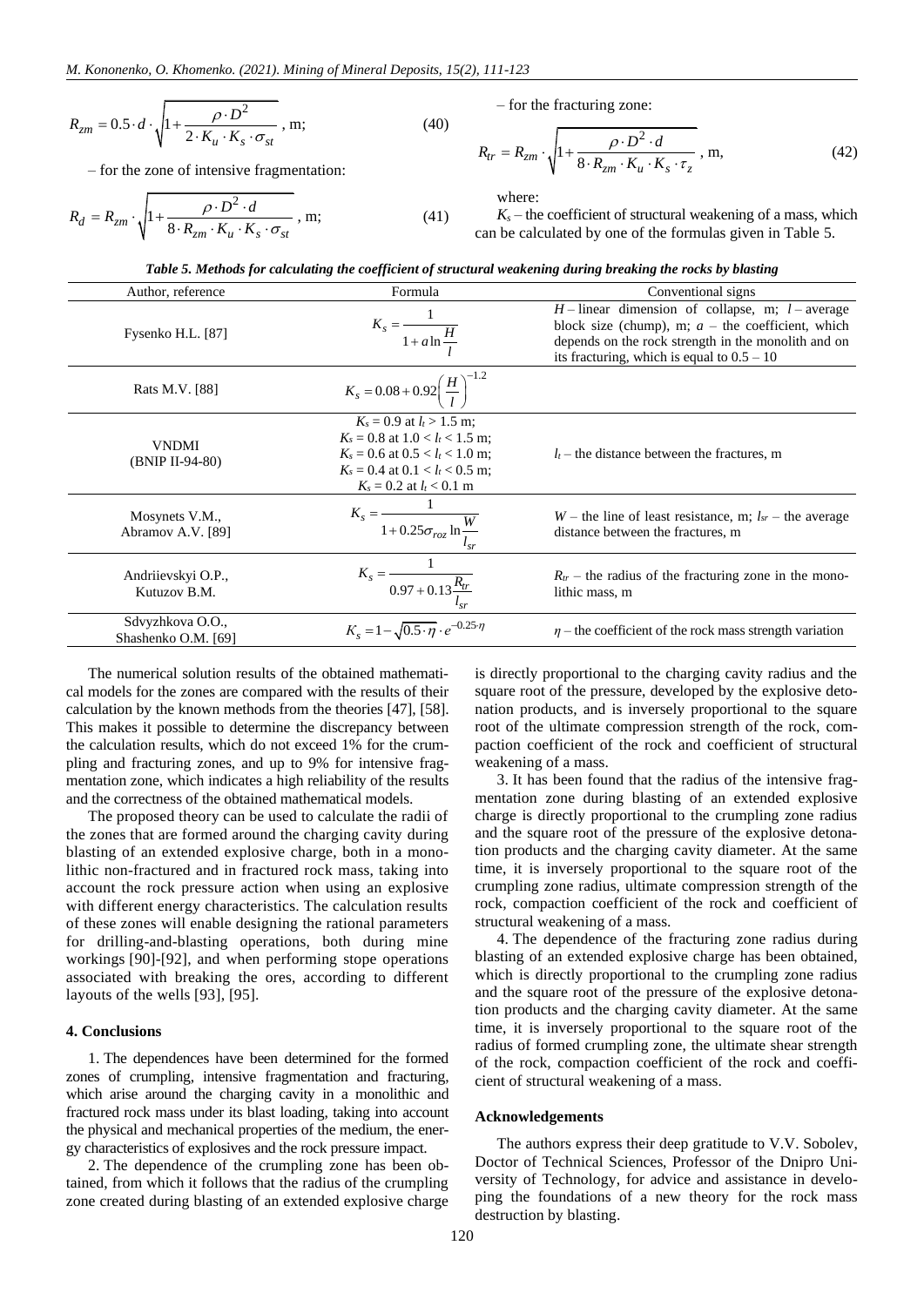$$R_{zm} = 0.5 \cdot d \cdot \sqrt{1 + \frac{\rho \cdot D^2}{2 \cdot K_u \cdot K_s \cdot \sigma_{st}}}, \text{ m}; \quad (40)$$

– for the zone of intensive fragmentation:

$$R_d = R_{zm} \cdot \sqrt{1 + \frac{\rho \cdot D^2 \cdot d}{8 \cdot R_{zm} \cdot K_u \cdot K_s \cdot \sigma_{st}}}, \text{ m}; \quad (41)$$

– for the fracturing zone:

$$R_{tr} = R_{zm} \cdot \sqrt{1 + \frac{\rho \cdot D^2 \cdot d}{8 \cdot R_{zm} \cdot K_u \cdot K_s \cdot \tau_z}}, \text{ m}, \quad (42)$$

where:

$K_s$ – the coefficient of structural weakening of a mass, which can be calculated by one of the formulas given in Table 5.

*Table 5. Methods for calculating the coefficient of structural weakening during breaking the rocks by blasting*

| Author, reference | Formula | Conventional signs |
|---|---|---|
| Fysenko H.L. [87] | $K_s = \dfrac{1}{1 + a\ln\dfrac{H}{l}}$ | $H$ – linear dimension of collapse, m; $l$ – average block size (chump), m; $a$ – the coefficient, which depends on the rock strength in the monolith and on its fracturing, which is equal to 0.5 – 10 |
| Rats M.V. [88] | $K_s = 0.08 + 0.92\left(\dfrac{H}{l}\right)^{-1.2}$ | |
| VNDMI (BNIP II-94-80) | $K_s = 0.9$ at $l_t > 1.5$ m; $K_s = 0.8$ at $1.0 < l_t < 1.5$ m; $K_s = 0.6$ at $0.5 < l_t < 1.0$ m; $K_s = 0.4$ at $0.1 < l_t < 0.5$ m; $K_s = 0.2$ at $l_t < 0.1$ m | $l_t$ – the distance between the fractures, m |
| Mosynets V.M., Abramov A.V. [89] | $K_s = \dfrac{1}{1 + 0.25\sigma_{roz}\ln\dfrac{W}{l_{sr}}}$ | $W$ – the line of least resistance, m; $l_{sr}$ – the average distance between the fractures, m |
| Andriievskyi O.P., Kutuzov B.M. | $K_s = \dfrac{1}{0.97 + 0.13\dfrac{R_{tr}}{l_{sr}}}$ | $R_{tr}$ – the radius of the fracturing zone in the monolithic mass, m |
| Sdvyzhkova O.O., Shashenko O.M. [69] | $K_s = 1 - \sqrt{0.5 \cdot \eta} \cdot e^{-0.25 \cdot \eta}$ | $\eta$ – the coefficient of the rock mass strength variation |

The numerical solution results of the obtained mathematical models for the zones are compared with the results of their calculation by the known methods from the theories [47], [58]. This makes it possible to determine the discrepancy between the calculation results, which do not exceed 1% for the crumpling and fracturing zones, and up to 9% for intensive fragmentation zone, which indicates a high reliability of the results and the correctness of the obtained mathematical models.

The proposed theory can be used to calculate the radii of the zones that are formed around the charging cavity during blasting of an extended explosive charge, both in a monolithic non-fractured and in fractured rock mass, taking into account the rock pressure action when using an explosive with different energy characteristics. The calculation results of these zones will enable designing the rational parameters for drilling-and-blasting operations, both during mine workings [90]-[92], and when performing stope operations associated with breaking the ores, according to different layouts of the wells [93], [95].

#### 4. Conclusions

1. The dependences have been determined for the formed zones of crumpling, intensive fragmentation and fracturing, which arise around the charging cavity in a monolithic and fractured rock mass under its blast loading, taking into account the physical and mechanical properties of the medium, the energy characteristics of explosives and the rock pressure impact.

2. The dependence of the crumpling zone has been obtained, from which it follows that the radius of the crumpling zone created during blasting of an extended explosive charge is directly proportional to the charging cavity radius and the square root of the pressure, developed by the explosive detonation products, and is inversely proportional to the square root of the ultimate compression strength of the rock, compaction coefficient of the rock and coefficient of structural weakening of a mass.

3. It has been found that the radius of the intensive fragmentation zone during blasting of an extended explosive charge is directly proportional to the crumpling zone radius and the square root of the pressure of the explosive detonation products and the charging cavity diameter. At the same time, it is inversely proportional to the square root of the crumpling zone radius, ultimate compression strength of the rock, compaction coefficient of the rock and coefficient of structural weakening of a mass.

4. The dependence of the fracturing zone radius during blasting of an extended explosive charge has been obtained, which is directly proportional to the crumpling zone radius and the square root of the pressure of the explosive detonation products and the charging cavity diameter. At the same time, it is inversely proportional to the square root of the radius of formed crumpling zone, the ultimate shear strength of the rock, compaction coefficient of the rock and coefficient of structural weakening of a mass.

#### Acknowledgements

The authors express their deep gratitude to V.V. Sobolev, Doctor of Technical Sciences, Professor of the Dnipro University of Technology, for advice and assistance in developing the foundations of a new theory for the rock mass destruction by blasting.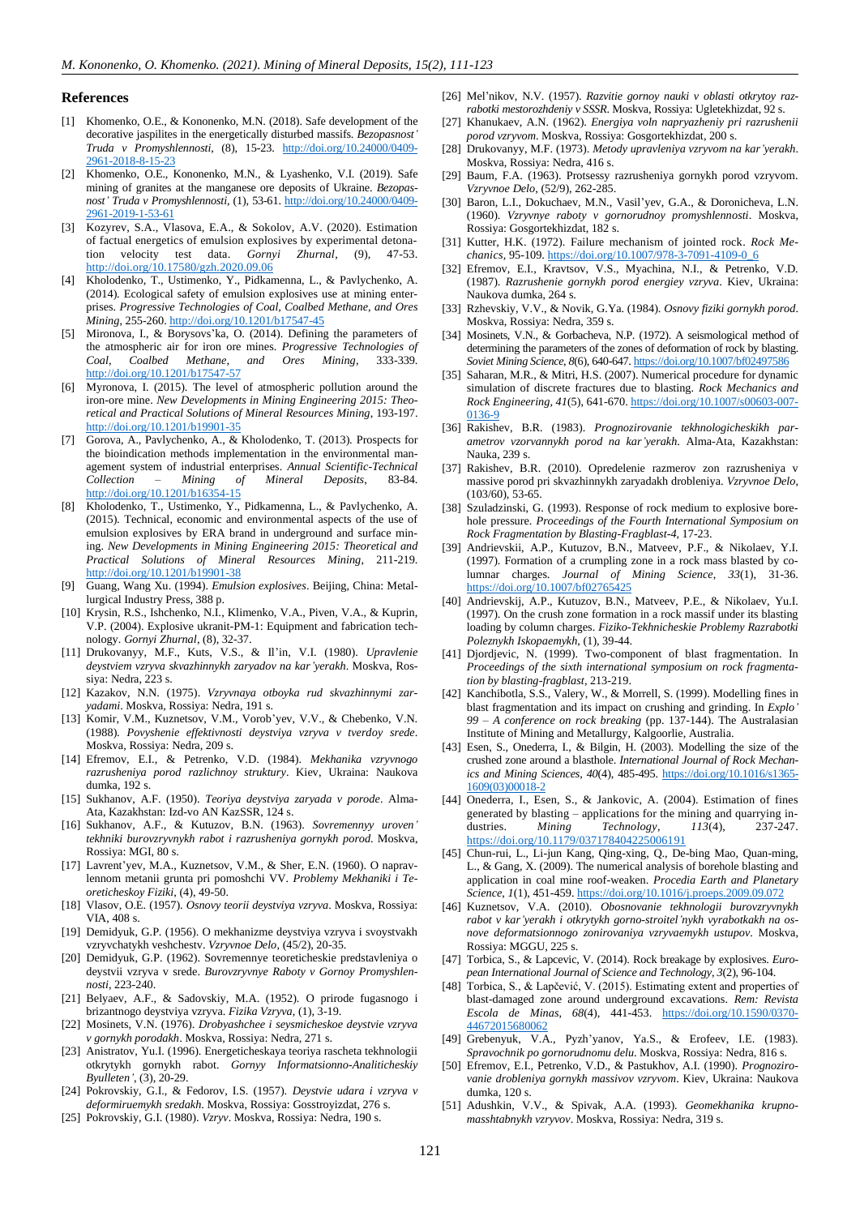## References

[1] Khomenko, O.E., & Kononenko, M.N. (2018). Safe development of the decorative jaspilites in the energetically disturbed massifs. *Bezopasnost' Truda v Promyshlennosti*, (8), 15-23. http://doi.org/10.24000/0409-2961-2018-8-15-23

[2] Khomenko, O.E., Kononenko, M.N., & Lyashenko, V.I. (2019). Safe mining of granites at the manganese ore deposits of Ukraine. *Bezopasnost' Truda v Promyshlennosti*, (1), 53-61. http://doi.org/10.24000/0409-2961-2019-1-53-61

[3] Kozyrev, S.A., Vlasova, E.A., & Sokolov, A.V. (2020). Estimation of factual energetics of emulsion explosives by experimental detonation velocity test data. *Gornyi Zhurnal*, (9), 47-53. http://doi.org/10.17580/gzh.2020.09.06

[4] Kholodenko, T., Ustimenko, Y., Pidkamenna, L., & Pavlychenko, A. (2014). Ecological safety of emulsion explosives use at mining enterprises. *Progressive Technologies of Coal, Coalbed Methane, and Ores Mining*, 255-260. http://doi.org/10.1201/b17547-45

[5] Mironova, I., & Borysovs'ka, O. (2014). Defining the parameters of the atmospheric air for iron ore mines. *Progressive Technologies of Coal, Coalbed Methane, and Ores Mining*, 333-339. http://doi.org/10.1201/b17547-57

[6] Myronova, I. (2015). The level of atmospheric pollution around the iron-ore mine. *New Developments in Mining Engineering 2015: Theoretical and Practical Solutions of Mineral Resources Mining*, 193-197. http://doi.org/10.1201/b19901-35

[7] Gorova, A., Pavlychenko, A., & Kholodenko, T. (2013). Prospects for the bioindication methods implementation in the environmental management system of industrial enterprises. *Annual Scientific-Technical Collection – Mining of Mineral Deposits*, 83-84. http://doi.org/10.1201/b16354-15

[8] Kholodenko, T., Ustimenko, Y., Pidkamenna, L., & Pavlychenko, A. (2015). Technical, economic and environmental aspects of the use of emulsion explosives by ERA brand in underground and surface mining. *New Developments in Mining Engineering 2015: Theoretical and Practical Solutions of Mineral Resources Mining*, 211-219. http://doi.org/10.1201/b19901-38

[9] Guang, Wang Xu. (1994). *Emulsion explosives*. Beijing, China: Metallurgical Industry Press, 388 p.

[10] Krysin, R.S., Ishchenko, N.I., Klimenko, V.A., Piven, V.A., & Kuprin, V.P. (2004). Explosive ukranit-PM-1: Equipment and fabrication technology. *Gornyi Zhurnal*, (8), 32-37.

[11] Drukovanyy, M.F., Kuts, V.S., & Il'in, V.I. (1980). *Upravlenie deystviem vzryva skvazhinnykh zaryadov na kar'yerakh*. Moskva, Rossiya: Nedra, 223 s.

[12] Kazakov, N.N. (1975). *Vzryvnaya otboyka rud skvazhinnymi zaryadami*. Moskva, Rossiya: Nedra, 191 s.

[13] Komir, V.M., Kuznetsov, V.M., Vorob'yev, V.V., & Chebenko, V.N. (1988). *Povyshenie effektivnosti deystviya vzryva v tverdoy srede*. Moskva, Rossiya: Nedra, 209 s.

[14] Efremov, E.I., & Petrenko, V.D. (1984). *Mekhanika vzryvnogo razrusheniya porod razlichnoy struktury*. Kiev, Ukraine: Naukova dumka, 192 s.

[15] Sukhanov, A.F. (1950). *Teoriya deystviya zaryada v porode*. Alma-Ata, Kazakhstan: Izd-vo AN KazSSR, 124 s.

[16] Sukhanov, A.F., & Kutuzov, B.N. (1963). *Sovremennyy uroven' tekhniki burovzryvnykh rabot i razrusheniya gornykh porod*. Moskva, Rossiya: MGI, 80 s.

[17] Lavrent'yev, M.A., Kuznetsov, V.M., & Sher, E.N. (1960). O napravlennom metanii grunta pri pomoshchi VV. *Problemy Mekhaniki i Teoreticheskoy Fiziki*, (4), 49-50.

[18] Vlasov, O.E. (1957). *Osnovy teorii deystviya vzryva*. Moskva, Rossiya: VIA, 408 s.

[19] Demidyuk, G.P. (1956). O mekhanizme deystviya vzryva i svoystvakh vzryvchatykh veshchestv. *Vzryvnoe Delo*, (45/2), 20-35.

[20] Demidyuk, G.P. (1962). Sovremennye teoreticheskie predstavleniya o deystvii vzryva v srede. *Burovzryvnye Raboty v Gornoy Promyshlennosti*, 223-240.

[21] Belyaev, A.F., & Sadovskiy, M.A. (1952). O prirode fugasnogo i brizantnogo deystviya vzryva. *Fizika Vzryva*, (1), 3-19.

[22] Mosinets, V.N. (1976). *Drobyashchee i seysmicheskoe deystvie vzryva v gornykh porodakh*. Moskva, Rossiya: Nedra, 271 s.

[23] Anistratov, Yu.I. (1996). Energeticheskaya teoriya rascheta tekhnologii otkrytykh gornykh rabot. *Gornyy Informatsionno-Analiticheskiy Byulleten'*, (3), 20-29.

[24] Pokrovskiy, G.I., & Fedorov, I.S. (1957). *Deystvie udara i vzryva v deformiruemykh sredakh*. Moskva, Rossiya: Gosstroyizdat, 276 s.

[25] Pokrovskiy, G.I. (1980). *Vzryv*. Moskva, Rossiya: Nedra, 190 s.

[26] Mel'nikov, N.V. (1957). *Razvitie gornoy nauki v oblasti otkrytoy razrabotki mestorozhdeniy v SSSR*. Moskva, Rossiya: Ugletekhizdat, 92 s.

[27] Khanukaev, A.N. (1962). *Energiya voln napryazheniy pri razrushenii porod vzryvom*. Moskva, Rossiya: Gosgortekhizdat, 200 s.

[28] Drukovanyy, M.F. (1973). *Metody upravleniya vzryvom na kar'yerakh*. Moskva, Rossiya: Nedra, 416 s.

[29] Baum, F.A. (1963). Protsessy razrusheniya gornykh porod vzryvom. *Vzryvnoe Delo*, (52/9), 262-285.

[30] Baron, L.I., Dokuchaev, M.N., Vasil'yev, G.A., & Doronicheva, L.N. (1960). *Vzryvnye raboty v gornorudnoy promyshlennosti*. Moskva, Rossiya: Gosgortekhizdat, 182 s.

[31] Kutter, H.K. (1972). Failure mechanism of jointed rock. *Rock Mechanics*, 95-109. https://doi.org/10.1007/978-3-7091-4109-0_6

[32] Efremov, E.I., Kravtsov, V.S., Myachina, N.I., & Petrenko, V.D. (1987). *Razrushenie gornykh porod energiey vzryva*. Kiev, Ukraine: Naukova dumka, 264 s.

[33] Rzhevskiy, V.V., & Novik, G.Ya. (1984). *Osnovy fiziki gornykh porod*. Moskva, Rossiya: Nedra, 359 s.

[34] Mosinets, V.N., & Gorbacheva, N.P. (1972). A seismological method of determining the parameters of the zones of deformation of rock by blasting. *Soviet Mining Science*, *8*(6), 640-647. https://doi.org/10.1007/bf02497586

[35] Saharan, M.R., & Mitri, H.S. (2007). Numerical procedure for dynamic simulation of discrete fractures due to blasting. *Rock Mechanics and Rock Engineering*, *41*(5), 641-670. https://doi.org/10.1007/s00603-007-0136-9

[36] Rakishev, B.R. (1983). *Prognozirovanie tekhnologicheskikh parametrov vzorvannykh porod na kar'yerakh*. Alma-Ata, Kazakhstan: Nauka, 239 s.

[37] Rakishev, B.R. (2010). Opredelenie razmerov zon razrusheniya v massive porod pri skvazhinnykh zaryadakh drobleniya. *Vzryvnoe Delo*, (103/60), 53-65.

[38] Szuladzinski, G. (1993). Response of rock medium to explosive borehole pressure. *Proceedings of the Fourth International Symposium on Rock Fragmentation by Blasting-Fragblast-4*, 17-23.

[39] Andrievskii, A.P., Kutuzov, B.N., Matveev, P.F., & Nikolaev, Y.I. (1997). Formation of a crumpling zone in a rock mass blasted by columnar charges. *Journal of Mining Science*, *33*(1), 31-36. https://doi.org/10.1007/bf02765425

[40] Andrievskij, A.P., Kutuzov, B.N., Matveev, P.E., & Nikolaev, Yu.I. (1997). On the crush zone formation in a rock massif under its blasting loading by column charges. *Fiziko-Tekhnicheskie Problemy Razrabotki Poleznykh Iskopaemykh*, (1), 39-44.

[41] Djordjevic, N. (1999). Two-component of blast fragmentation. In *Proceedings of the sixth international symposium on rock fragmentation by blasting-fragblast*, 213-219.

[42] Kanchibotla, S.S., Valery, W., & Morrell, S. (1999). Modelling fines in blast fragmentation and its impact on crushing and grinding. In *Explo' 99 – A conference on rock breaking* (pp. 137-144). The Australasian Institute of Mining and Metallurgy, Kalgoorlie, Australia.

[43] Esen, S., Onederra, I., & Bilgin, H. (2003). Modelling the size of the crushed zone around a blasthole. *International Journal of Rock Mechanics and Mining Sciences*, *40*(4), 485-495. https://doi.org/10.1016/s1365-1609(03)00018-2

[44] Onederra, I., Esen, S., & Jankovic, A. (2004). Estimation of fines generated by blasting – applications for the mining and quarrying industries. *Mining Technology*, *113*(4), 237-247. https://doi.org/10.1179/037178404225006191

[45] Chun-rui, L., Li-jun Kang, Qing-xing, Q., De-bing Mao, Quan-ming, L., & Gang, X. (2009). The numerical analysis of borehole blasting and application in coal mine roof-weaken. *Procedia Earth and Planetary Science*, *1*(1), 451-459. https://doi.org/10.1016/j.proeps.2009.09.072

[46] Kuznetsov, V.A. (2010). *Obosnovanie tekhnologii burovzryvnykh rabot v kar'yerakh i otkrytykh gorno-stroitel'nykh vyrabotkakh na osnove deformatsionnogo zonirovaniya vzryvaemykh ustupov*. Moskva, Rossiya: MGGU, 225 s.

[47] Torbica, S., & Lapcevic, V. (2014). Rock breakage by explosives. *European International Journal of Science and Technology*, *3*(2), 96-104.

[48] Torbica, S., & Lapčević, V. (2015). Estimating extent and properties of blast-damaged zone around underground excavations. *Rem: Revista Escola de Minas*, *68*(4), 441-453. https://doi.org/10.1590/0370-44672015680062

[49] Grebenyuk, V.A., Pyzh'yanov, Ya.S., & Erofeev, I.E. (1983). *Spravochnik po gornorudnomu delu*. Moskva, Rossiya: Nedra, 816 s.

[50] Efremov, E.I., Petrenko, V.D., & Pastukhov, A.I. (1990). *Prognozirovanie drobleniya gornykh massivov vzryvom*. Kiev, Ukraine: Naukova dumka, 120 s.

[51] Adushkin, V.V., & Spivak, A.A. (1993). *Geomekhanika krupnomasshtabnykh vzryvov*. Moskva, Rossiya: Nedra, 319 s.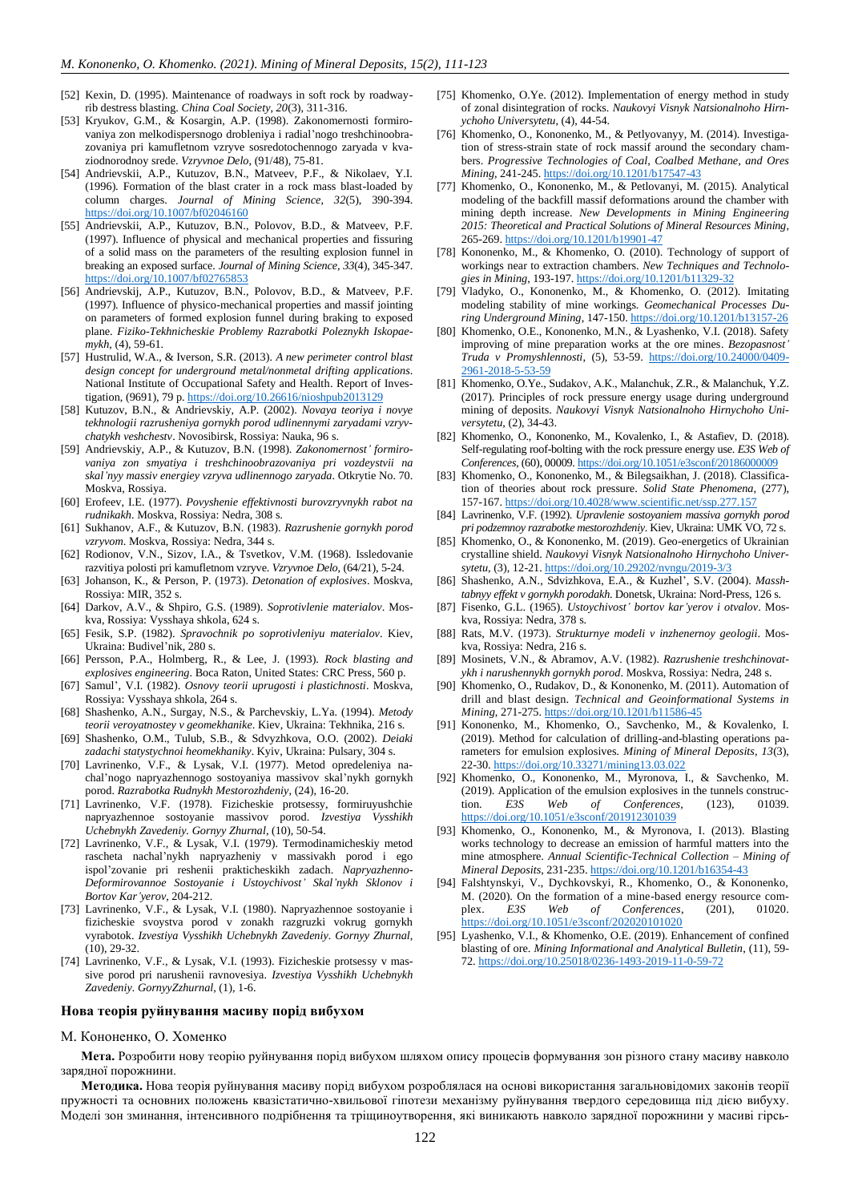[52] Kexin, D. (1995). Maintenance of roadways in soft rock by roadway-rib destress blasting. *China Coal Society*, *20*(3), 311-316.

[53] Kryukov, G.M., & Kosargin, A.P. (1998). Zakonomernosti formirovaniya zon melkodispersnogo drobleniya i radial'nogo treshchinoobrazovaniya pri kamufletnom vzryve sosredotochennogo zaryada v kvaziodnorodnoy srede. *Vzryvnoe Delo*, (91/48), 75-81.

[54] Andrievskii, A.P., Kutuzov, B.N., Matveev, P.F., & Nikolaev, Y.I. (1996). Formation of the blast crater in a rock mass blast-loaded by column charges. *Journal of Mining Science*, *32*(5), 390-394. https://doi.org/10.1007/bf02046160

[55] Andrievskii, A.P., Kutuzov, B.N., Polovov, B.D., & Matveev, P.F. (1997). Influence of physical and mechanical properties and fissuring of a solid mass on the parameters of the resulting explosion funnel in breaking an exposed surface. *Journal of Mining Science*, *33*(4), 345-347. https://doi.org/10.1007/bf02765853

[56] Andrievskij, A.P., Kutuzov, B.N., Polovov, B.D., & Matveev, P.F. (1997). Influence of physico-mechanical properties and massif jointing on parameters of formed explosion funnel during braking to exposed plane. *Fiziko-Tekhnicheskie Problemy Razrabotki Poleznykh Iskopaemykh*, (4), 59-61.

[57] Hustrulid, W.A., & Iverson, S.R. (2013). *A new perimeter control blast design concept for underground metal/nonmetal drifting applications*. National Institute of Occupational Safety and Health. Report of Investigation, (9691), 79 p. https://doi.org/10.26616/nioshpub2013129

[58] Kutuzov, B.N., & Andrievskiy, A.P. (2002). *Novaya teoriya i novye tekhnologii razrusheniya gornykh porod udlinennymi zaryadami vzryvchatykh veshchestv*. Novosibirsk, Rossiya: Nauka, 96 s.

[59] Andrievskiy, A.P., & Kutuzov, B.N. (1998). *Zakonomernost' formirovaniya zon smyatiya i treshchinoobrazovaniya pri vozdeystvii na skal'nyy massiv energiey vzryva udlinennogo zaryada*. Otkrytie No. 70. Moskva, Rossiya.

[60] Erofeev, I.E. (1977). *Povyshenie effektivnosti burovzryvnykh rabot na rudnikakh*. Moskva, Rossiya: Nedra, 308 s.

[61] Sukhanov, A.F., & Kutuzov, B.N. (1983). *Razrushenie gornykh porod vzryvom*. Moskva, Rossiya: Nedra, 344 s.

[62] Rodionov, V.N., Sizov, I.A., & Tsvetkov, V.M. (1968). Issledovanie razvitiya polosti pri kamufletnom vzryve. *Vzryvnoe Delo*, (64/21), 5-24.

[63] Johanson, K., & Person, P. (1973). *Detonation of explosives*. Moskva, Rossiya: MIR, 352 s.

[64] Darkov, A.V., & Shpiro, G.S. (1989). *Soprotivlenie materialov*. Moskva, Rossiya: Vysshaya shkola, 624 s.

[65] Fesik, S.P. (1982). *Spravochnik po soprotivleniyu materialov*. Kiev, Ukraine: Budivel'nik, 280 s.

[66] Persson, P.A., Holmberg, R., & Lee, J. (1993). *Rock blasting and explosives engineering*. Boca Raton, United States: CRC Press, 560 p.

[67] Samul', V.I. (1982). *Osnovy teorii uprugosti i plastichnosti*. Moskva, Rossiya: Vysshaya shkola, 264 s.

[68] Shashenko, A.N., Surgay, N.S., & Parchevskiy, L.Ya. (1994). *Metody teorii veroyatnostey v geomekhanike*. Kiev, Ukraine: Tekhnika, 216 s.

[69] Shashenko, O.M., Tulub, S.B., & Sdvyzhkova, O.O. (2002). *Deiaki zadachi statystychnoi heomekhaniky*. Kyiv, Ukraine: Pulsary, 304 s.

[70] Lavrinenko, V.F., & Lysak, V.I. (1977). Metod opredeleniya nachal'nogo napryazhennogo sostoyaniya massivov skal'nykh gornykh porod. *Razrabotka Rudnykh Mestorozhdeniy*, (24), 16-20.

[71] Lavrinenko, V.F. (1978). Fizicheskie protsessy, formiruyushchie napryazhennoe sostoyanie massivov porod. *Izvestiya Vysshikh Uchebnykh Zavedeniy. Gornyy Zhurnal*, (10), 50-54.

[72] Lavrinenko, V.F., & Lysak, V.I. (1979). Termodinamicheskiy metod rascheta nachal'nykh napryazheniy v massivakh porod i ego ispol'zovanie pri reshenii prakticheskikh zadach. *Napryazhenno-Deformirovannoe Sostoyanie i Ustoychivost' Skal'nykh Sklonov i Bortov Kar'erov*, 204-212.

[73] Lavrinenko, V.F., & Lysak, V.I. (1980). Napryazhennoe sostoyanie i fizicheskie svoystva porod v zonakh razgruzki vokrug gornykh vyrabotok. *Izvestiya Vysshikh Uchebnykh Zavedeniy. Gornyy Zhurnal*, (10), 29-32.

[74] Lavrinenko, V.F., & Lysak, V.I. (1993). Fizicheskie protsessy v massive porod pri narushenii ravnovesiya. *Izvestiya Vysshikh Uchebnykh Zavedeniy. GornyyZzhurnal*, (1), 1-6.

[75] Khomenko, O.Ye. (2012). Implementation of energy method in study of zonal disintegration of rocks. *Naukovyi Visnyk Natsionalnoho Hirnychoho Universytetu*, (4), 44-54.

[76] Khomenko, O., Kononenko, M., & Petlyovanyy, M. (2014). Investigation of stress-strain state of rock massif around the secondary chambers. *Progressive Technologies of Coal, Coalbed Methane, and Ores Mining*, 241-245. https://doi.org/10.1201/b17547-43

[77] Khomenko, O., Kononenko, M., & Petlovanyi, M. (2015). Analytical modeling of the backfill massif deformations around the chamber with mining depth increase. *New Developments in Mining Engineering 2015: Theoretical and Practical Solutions of Mineral Resources Mining*, 265-269. https://doi.org/10.1201/b19901-47

[78] Kononenko, M., & Khomenko, O. (2010). Technology of support of workings near to extraction chambers. *New Techniques and Technologies in Mining*, 193-197. https://doi.org/10.1201/b11329-32

[79] Vladyko, O., Kononenko, M., & Khomenko, O. (2012). Imitating modeling stability of mine workings. *Geomechanical Processes During Underground Mining*, 147-150. https://doi.org/10.1201/b13157-26

[80] Khomenko, O.E., Kononenko, M.N., & Lyashenko, V.I. (2018). Safety improving of mine preparation works at the ore mines. *Bezopasnost' Truda v Promyshlennosti*, (5), 53-59. https://doi.org/10.24000/0409-2961-2018-5-53-59

[81] Khomenko, O.Ye., Sudakov, A.K., Malanchuk, Z.R., & Malanchuk, Y.Z. (2017). Principles of rock pressure energy usage during underground mining of deposits. *Naukovyi Visnyk Natsionalnoho Hirnychoho Universytetu*, (2), 34-43.

[82] Khomenko, O., Kononenko, M., Kovalenko, I., & Astafiev, D. (2018). Self-regulating roof-bolting with the rock pressure energy use. *E3S Web of Conferences*, (60), 00009. https://doi.org/10.1051/e3sconf/20186000009

[83] Khomenko, O., Kononenko, M., & Bilegsaikhan, J. (2018). Classification of theories about rock pressure. *Solid State Phenomena*, (277), 157-167. https://doi.org/10.4028/www.scientific.net/ssp.277.157

[84] Lavrinenko, V.F. (1992). *Upravlenie sostoyaniem massiva gornykh porod pri podzemnoy razrabotke mestorozhdeniy*. Kiev, Ukraine: UMK VO, 72 s.

[85] Khomenko, O., & Kononenko, M. (2019). Geo-energetics of Ukrainian crystalline shield. *Naukovyi Visnyk Natsionalnoho Hirnychoho Universytetu*, (3), 12-21. https://doi.org/10.29202/nvngu/2019-3/3

[86] Shashenko, A.N., Sdvizhkova, E.A., & Kuzhel', S.V. (2004). *Masshtabnyy effekt v gornykh porodakh*. Donetsk, Ukraine: Nord-Press, 126 s.

[87] Fisenko, G.L. (1965). *Ustoychivost' bortov kar'yerov i otvalov*. Moskva, Rossiya: Nedra, 378 s.

[88] Rats, M.V. (1973). *Strukturnye modeli v inzhenernoy geologii*. Moskva, Rossiya: Nedra, 216 s.

[89] Mosinets, V.N., & Abramov, A.V. (1982). *Razrushenie treshchinovatykh i narushennykh gornykh porod*. Moskva, Rossiya: Nedra, 248 s.

[90] Khomenko, O., Rudakov, D., & Kononenko, M. (2011). Automation of drill and blast design. *Technical and Geoinformational Systems in Mining*, 271-275. https://doi.org/10.1201/b11586-45

[91] Kononenko, M., Khomenko, O., Savchenko, M., & Kovalenko, I. (2019). Method for calculation of drilling-and-blasting operations parameters for emulsion explosives. *Mining of Mineral Deposits*, *13*(3), 22-30. https://doi.org/10.33271/mining13.03.022

[92] Khomenko, O., Kononenko, M., Myronova, I., & Savchenko, M. (2019). Application of the emulsion explosives in the tunnels construction. *E3S Web of Conferences*, (123), 01039. https://doi.org/10.1051/e3sconf/201912301039

[93] Khomenko, O., Kononenko, M., & Myronova, I. (2013). Blasting works technology to decrease an emission of harmful matters into the mine atmosphere. *Annual Scientific-Technical Collection – Mining of Mineral Deposits*, 231-235. https://doi.org/10.1201/b16354-43

[94] Falshtynskyi, V., Dychkovskyi, R., Khomenko, O., & Kononenko, M. (2020). On the formation of a mine-based energy resource complex. *E3S Web of Conferences*, (201), 01020. https://doi.org/10.1051/e3sconf/202020101020

[95] Lyashenko, V.I., & Khomenko, O.E. (2019). Enhancement of confined blasting of ore. *Mining Informational and Analytical Bulletin*, (11), 59-72. https://doi.org/10.25018/0236-1493-2019-11-0-59-72

## Нова теорія руйнування масиву порід вибухом

М. Кононенко, О. Хоменко

**Мета.** Розробити нову теорію руйнування порід вибухом шляхом опису процесів формування зон різного стану масиву навколо зарядної порожнини.

**Методика.** Нова теорія руйнування масиву порід вибухом розроблялася на основі використання загальновідомих законів теорії пружності та основних положень квазістатично-хвильової гіпотези механізму руйнування твердого середовища під дією вибуху. Моделі зон зминання, інтенсивного подрібнення та тріщиноутворення, які виникають навколо зарядної порожнини у масиві гірсь-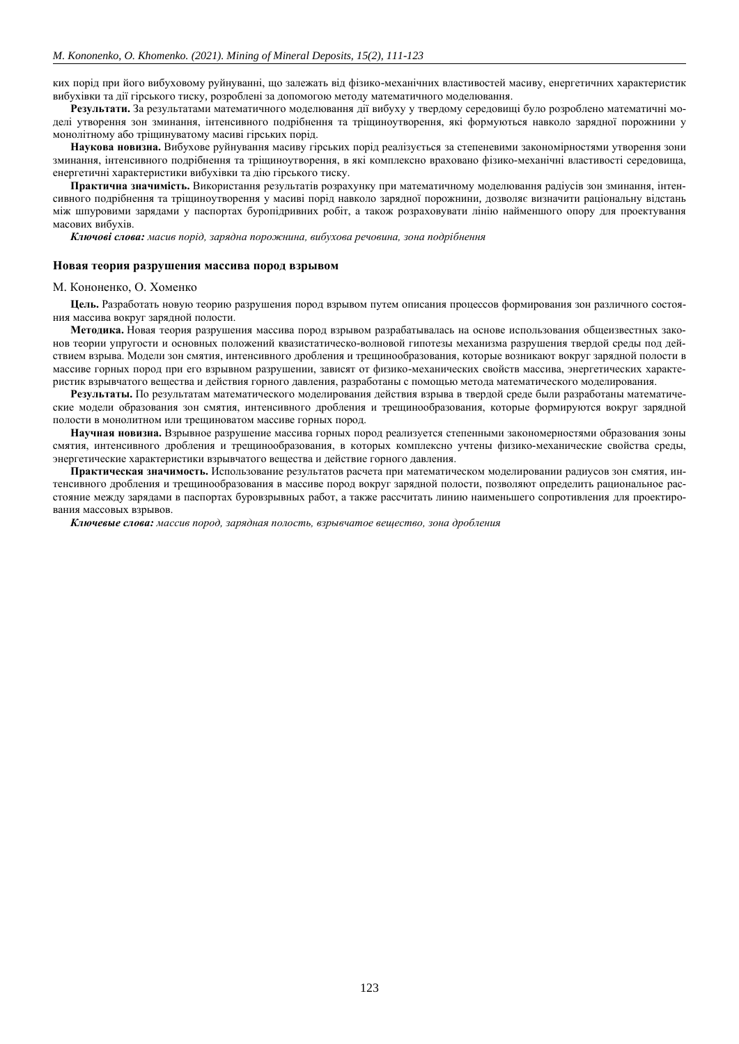ких порід при його вибуховому руйнуванні, що залежать від фізико-механічних властивостей масиву, енергетичних характеристик вибухівки та дії гірського тиску, розроблені за допомогою методу математичного моделювання.

**Результати.** За результатами математичного моделювання дії вибуху у твердому середовищі було розроблено математичні моделі утворення зон зминання, інтенсивного подрібнення та тріщиноутворення, які формуються навколо зарядної порожнини у монолітному або тріщинуватому масиві гірських порід.

**Наукова новизна.** Вибухове руйнування масиву гірських порід реалізується за степеневими закономірностями утворення зони зминання, інтенсивного подрібнення та тріщиноутворення, в які комплексно враховано фізико-механічні властивості середовища, енергетичні характеристики вибухівки та дію гірського тиску.

**Практична значимість.** Використання результатів розрахунку при математичному моделювання радіусів зон зминання, інтенсивного подрібнення та тріщиноутворення у масиві порід навколо зарядної порожнини, дозволяє визначити раціональну відстань між шпуровими зарядами у паспортах буропідривних робіт, а також розраховувати лінію найменшого опору для проектування масових вибухів.

***Ключові слова:*** *масив порід, зарядна порожнина, вибухова речовина, зона подрібнення*

## Новая теория разрушения массива пород взрывом

М. Кононенко, О. Хоменко

**Цель.** Разработать новую теорию разрушения пород взрывом путем описания процессов формирования зон различного состояния массива вокруг зарядной полости.

**Методика.** Новая теория разрушения массива пород взрывом разрабатывалась на основе использования общеизвестных законов теории упругости и основных положений квазистатическо-волновой гипотезы механизма разрушения твердой среды под действием взрыва. Модели зон смятия, интенсивного дробления и трещинообразования, которые возникают вокруг зарядной полости в массиве горных пород при его взрывном разрушении, зависят от физико-механических свойств массива, энергетических характеристик взрывчатого вещества и действия горного давления, разработаны с помощью метода математического моделирования.

**Результаты.** По результатам математического моделирования действия взрыва в твердой среде были разработаны математические модели образования зон смятия, интенсивного дробления и трещинообразования, которые формируются вокруг зарядной полости в монолитном или трещиноватом массиве горных пород.

**Научная новизна.** Взрывное разрушение массива горных пород реализуется степенными закономерностями образования зоны смятия, интенсивного дробления и трещинообразования, в которых комплексно учтены физико-механические свойства среды, энергетические характеристики взрывчатого вещества и действие горного давления.

**Практическая значимость.** Использование результатов расчета при математическом моделировании радиусов зон смятия, интенсивного дробления и трещинообразования в массиве пород вокруг зарядной полости, позволяют определить рациональное расстояние между зарядами в паспортах буровзрывных работ, а также рассчитать линию наименьшего сопротивления для проектирования массовых взрывов.

***Ключевые слова:*** *массив пород, зарядная полость, взрывчатое вещество, зона дробления*